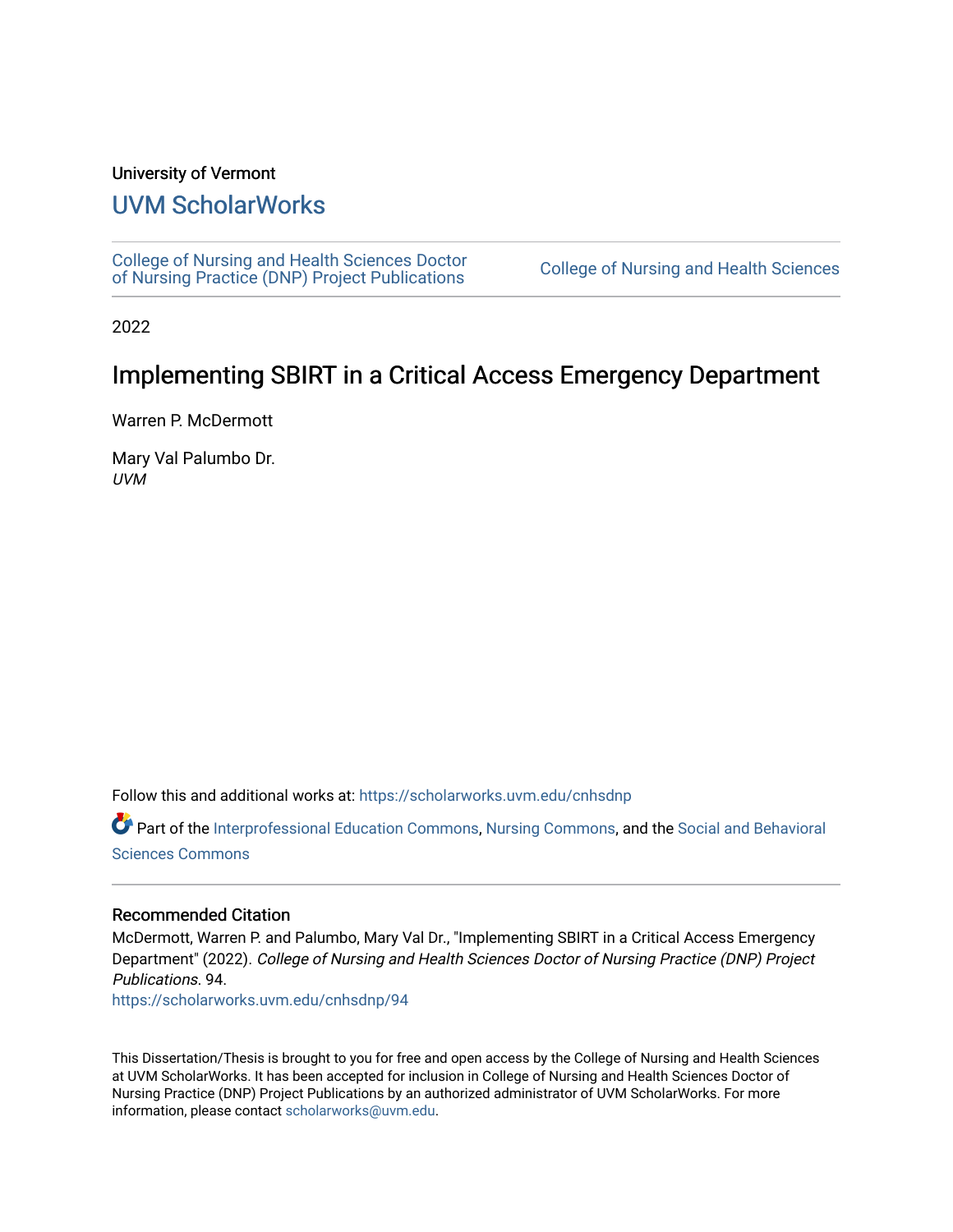University of Vermont

# UVM ScholarWorks

College of Nursing and Health Sciences Doctor of Nursing Practice (DNP) Project Publications

College of Nursing and Health Sciences

2022

## Implementing SBIRT in a Critical Access Emergency Department

Warren P. McDermott

Mary Val Palumbo Dr.
*UVM*

Follow this and additional works at: https://scholarworks.uvm.edu/cnhsdnp

Part of the Interprofessional Education Commons, Nursing Commons, and the Social and Behavioral Sciences Commons

### Recommended Citation

McDermott, Warren P. and Palumbo, Mary Val Dr., "Implementing SBIRT in a Critical Access Emergency Department" (2022). *College of Nursing and Health Sciences Doctor of Nursing Practice (DNP) Project Publications*. 94.
https://scholarworks.uvm.edu/cnhsdnp/94

This Dissertation/Thesis is brought to you for free and open access by the College of Nursing and Health Sciences at UVM ScholarWorks. It has been accepted for inclusion in College of Nursing and Health Sciences Doctor of Nursing Practice (DNP) Project Publications by an authorized administrator of UVM ScholarWorks. For more information, please contact scholarworks@uvm.edu.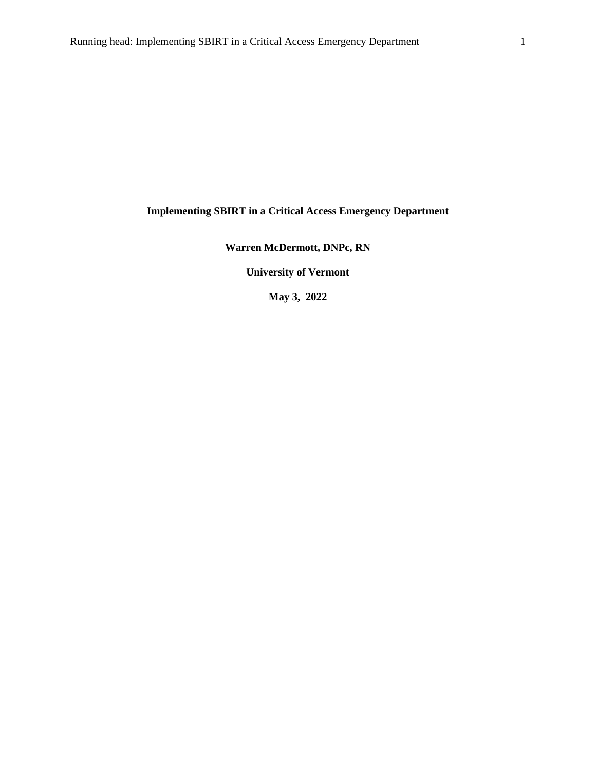# Implementing SBIRT in a Critical Access Emergency Department

**Warren McDermott, DNPc, RN**

**University of Vermont**

**May 3, 2022**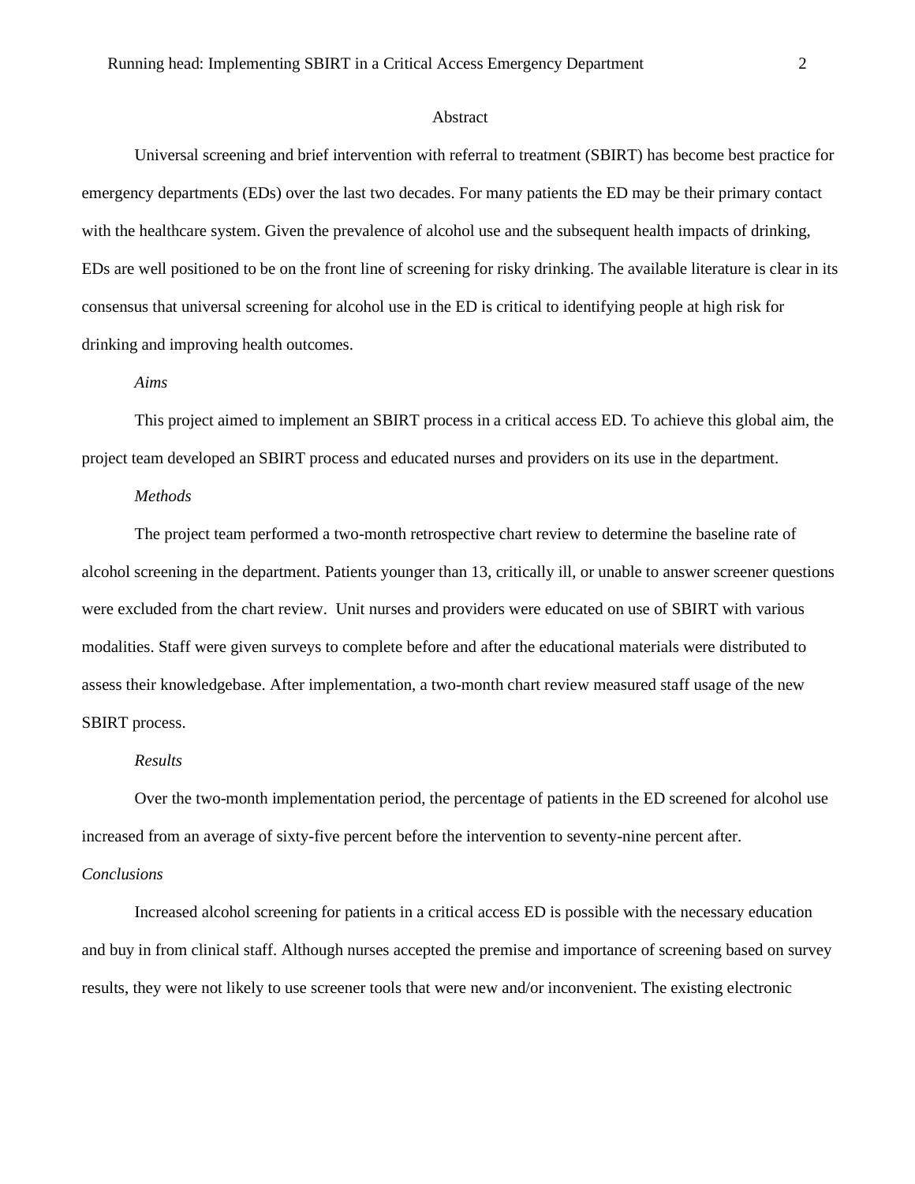## Abstract

Universal screening and brief intervention with referral to treatment (SBIRT) has become best practice for emergency departments (EDs) over the last two decades. For many patients the ED may be their primary contact with the healthcare system. Given the prevalence of alcohol use and the subsequent health impacts of drinking, EDs are well positioned to be on the front line of screening for risky drinking. The available literature is clear in its consensus that universal screening for alcohol use in the ED is critical to identifying people at high risk for drinking and improving health outcomes.

*Aims*

This project aimed to implement an SBIRT process in a critical access ED. To achieve this global aim, the project team developed an SBIRT process and educated nurses and providers on its use in the department.

*Methods*

The project team performed a two-month retrospective chart review to determine the baseline rate of alcohol screening in the department. Patients younger than 13, critically ill, or unable to answer screener questions were excluded from the chart review. Unit nurses and providers were educated on use of SBIRT with various modalities. Staff were given surveys to complete before and after the educational materials were distributed to assess their knowledgebase. After implementation, a two-month chart review measured staff usage of the new SBIRT process.

*Results*

Over the two-month implementation period, the percentage of patients in the ED screened for alcohol use increased from an average of sixty-five percent before the intervention to seventy-nine percent after.

*Conclusions*

Increased alcohol screening for patients in a critical access ED is possible with the necessary education and buy in from clinical staff. Although nurses accepted the premise and importance of screening based on survey results, they were not likely to use screener tools that were new and/or inconvenient. The existing electronic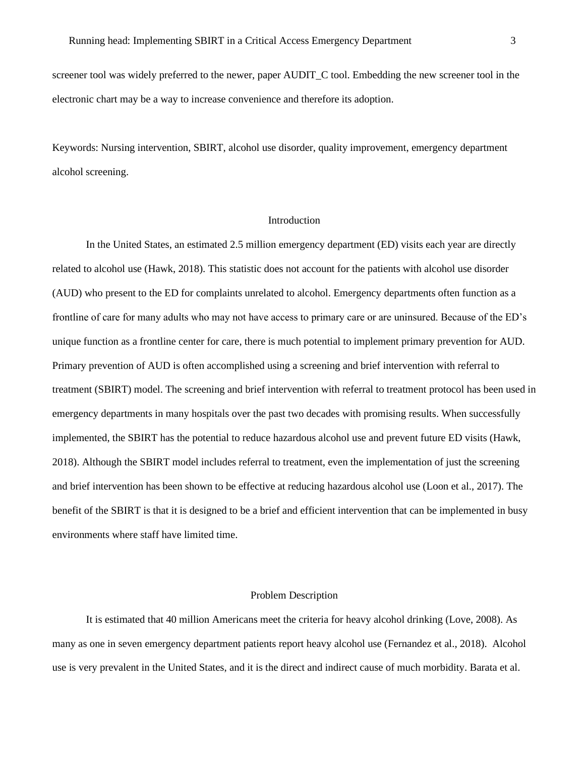screener tool was widely preferred to the newer, paper AUDIT_C tool. Embedding the new screener tool in the electronic chart may be a way to increase convenience and therefore its adoption.

Keywords: Nursing intervention, SBIRT, alcohol use disorder, quality improvement, emergency department alcohol screening.

## Introduction

In the United States, an estimated 2.5 million emergency department (ED) visits each year are directly related to alcohol use (Hawk, 2018). This statistic does not account for the patients with alcohol use disorder (AUD) who present to the ED for complaints unrelated to alcohol. Emergency departments often function as a frontline of care for many adults who may not have access to primary care or are uninsured. Because of the ED's unique function as a frontline center for care, there is much potential to implement primary prevention for AUD. Primary prevention of AUD is often accomplished using a screening and brief intervention with referral to treatment (SBIRT) model. The screening and brief intervention with referral to treatment protocol has been used in emergency departments in many hospitals over the past two decades with promising results. When successfully implemented, the SBIRT has the potential to reduce hazardous alcohol use and prevent future ED visits (Hawk, 2018). Although the SBIRT model includes referral to treatment, even the implementation of just the screening and brief intervention has been shown to be effective at reducing hazardous alcohol use (Loon et al., 2017). The benefit of the SBIRT is that it is designed to be a brief and efficient intervention that can be implemented in busy environments where staff have limited time.

## Problem Description

It is estimated that 40 million Americans meet the criteria for heavy alcohol drinking (Love, 2008). As many as one in seven emergency department patients report heavy alcohol use (Fernandez et al., 2018). Alcohol use is very prevalent in the United States, and it is the direct and indirect cause of much morbidity. Barata et al.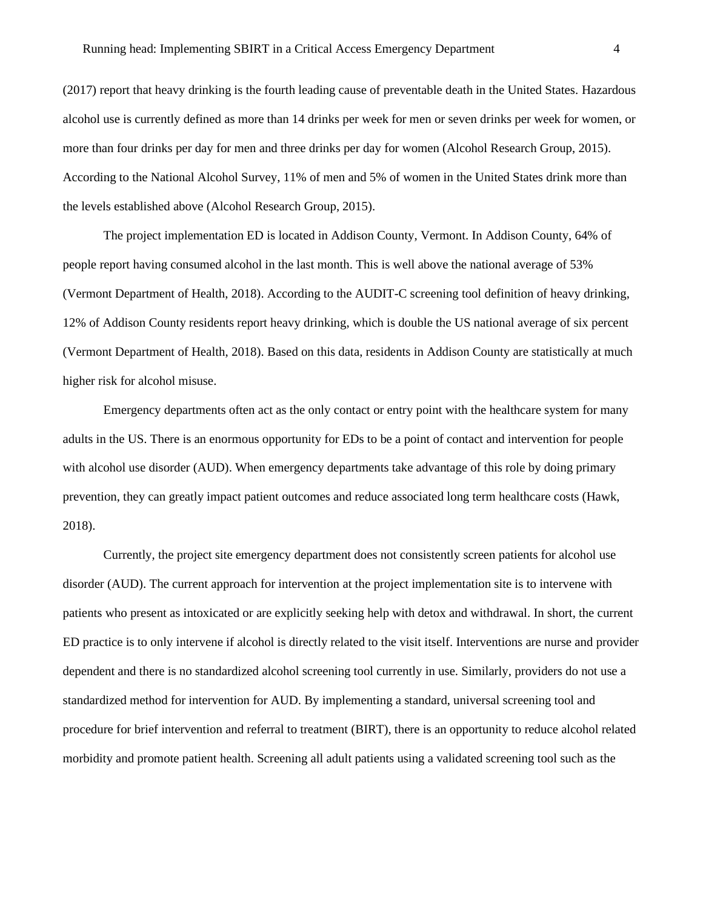(2017) report that heavy drinking is the fourth leading cause of preventable death in the United States. Hazardous alcohol use is currently defined as more than 14 drinks per week for men or seven drinks per week for women, or more than four drinks per day for men and three drinks per day for women (Alcohol Research Group, 2015). According to the National Alcohol Survey, 11% of men and 5% of women in the United States drink more than the levels established above (Alcohol Research Group, 2015).

The project implementation ED is located in Addison County, Vermont. In Addison County, 64% of people report having consumed alcohol in the last month. This is well above the national average of 53% (Vermont Department of Health, 2018). According to the AUDIT-C screening tool definition of heavy drinking, 12% of Addison County residents report heavy drinking, which is double the US national average of six percent (Vermont Department of Health, 2018). Based on this data, residents in Addison County are statistically at much higher risk for alcohol misuse.

Emergency departments often act as the only contact or entry point with the healthcare system for many adults in the US. There is an enormous opportunity for EDs to be a point of contact and intervention for people with alcohol use disorder (AUD). When emergency departments take advantage of this role by doing primary prevention, they can greatly impact patient outcomes and reduce associated long term healthcare costs (Hawk, 2018).

Currently, the project site emergency department does not consistently screen patients for alcohol use disorder (AUD). The current approach for intervention at the project implementation site is to intervene with patients who present as intoxicated or are explicitly seeking help with detox and withdrawal. In short, the current ED practice is to only intervene if alcohol is directly related to the visit itself. Interventions are nurse and provider dependent and there is no standardized alcohol screening tool currently in use. Similarly, providers do not use a standardized method for intervention for AUD. By implementing a standard, universal screening tool and procedure for brief intervention and referral to treatment (BIRT), there is an opportunity to reduce alcohol related morbidity and promote patient health. Screening all adult patients using a validated screening tool such as the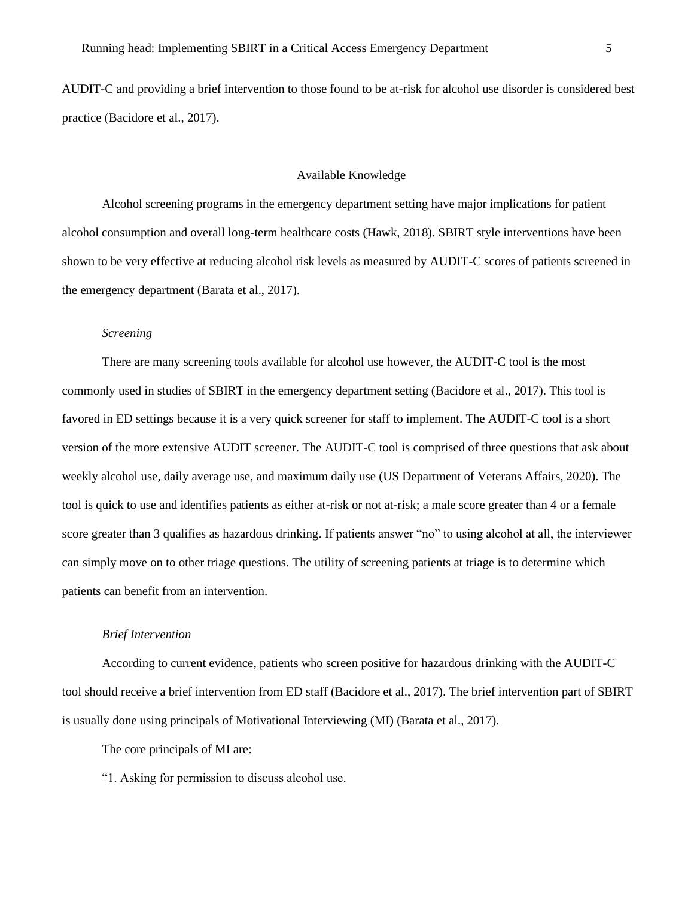AUDIT-C and providing a brief intervention to those found to be at-risk for alcohol use disorder is considered best practice (Bacidore et al., 2017).

## Available Knowledge

Alcohol screening programs in the emergency department setting have major implications for patient alcohol consumption and overall long-term healthcare costs (Hawk, 2018). SBIRT style interventions have been shown to be very effective at reducing alcohol risk levels as measured by AUDIT-C scores of patients screened in the emergency department (Barata et al., 2017).

### *Screening*

There are many screening tools available for alcohol use however, the AUDIT-C tool is the most commonly used in studies of SBIRT in the emergency department setting (Bacidore et al., 2017). This tool is favored in ED settings because it is a very quick screener for staff to implement. The AUDIT-C tool is a short version of the more extensive AUDIT screener. The AUDIT-C tool is comprised of three questions that ask about weekly alcohol use, daily average use, and maximum daily use (US Department of Veterans Affairs, 2020). The tool is quick to use and identifies patients as either at-risk or not at-risk; a male score greater than 4 or a female score greater than 3 qualifies as hazardous drinking. If patients answer "no" to using alcohol at all, the interviewer can simply move on to other triage questions. The utility of screening patients at triage is to determine which patients can benefit from an intervention.

### *Brief Intervention*

According to current evidence, patients who screen positive for hazardous drinking with the AUDIT-C tool should receive a brief intervention from ED staff (Bacidore et al., 2017). The brief intervention part of SBIRT is usually done using principals of Motivational Interviewing (MI) (Barata et al., 2017).

The core principals of MI are:

"1. Asking for permission to discuss alcohol use.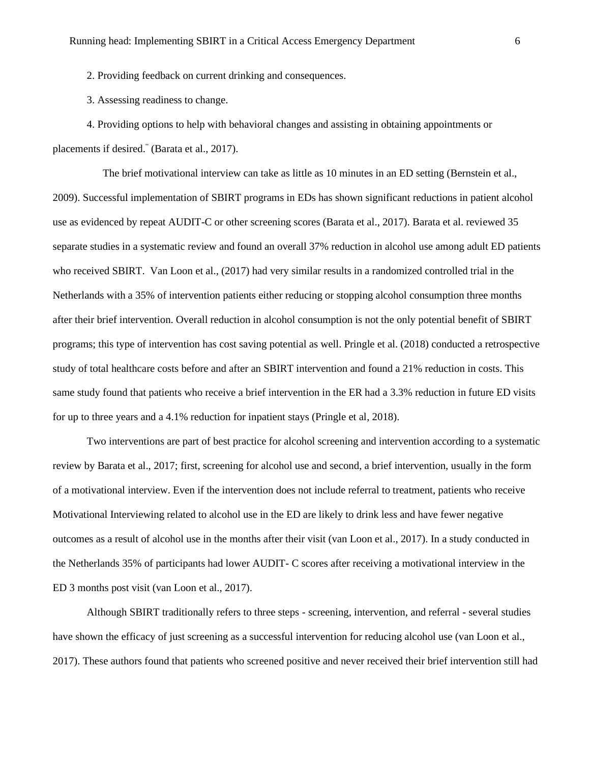2. Providing feedback on current drinking and consequences.

3. Assessing readiness to change.

4. Providing options to help with behavioral changes and assisting in obtaining appointments or placements if desired." (Barata et al., 2017).

The brief motivational interview can take as little as 10 minutes in an ED setting (Bernstein et al., 2009). Successful implementation of SBIRT programs in EDs has shown significant reductions in patient alcohol use as evidenced by repeat AUDIT-C or other screening scores (Barata et al., 2017). Barata et al. reviewed 35 separate studies in a systematic review and found an overall 37% reduction in alcohol use among adult ED patients who received SBIRT. Van Loon et al., (2017) had very similar results in a randomized controlled trial in the Netherlands with a 35% of intervention patients either reducing or stopping alcohol consumption three months after their brief intervention. Overall reduction in alcohol consumption is not the only potential benefit of SBIRT programs; this type of intervention has cost saving potential as well. Pringle et al. (2018) conducted a retrospective study of total healthcare costs before and after an SBIRT intervention and found a 21% reduction in costs. This same study found that patients who receive a brief intervention in the ER had a 3.3% reduction in future ED visits for up to three years and a 4.1% reduction for inpatient stays (Pringle et al, 2018).

Two interventions are part of best practice for alcohol screening and intervention according to a systematic review by Barata et al., 2017; first, screening for alcohol use and second, a brief intervention, usually in the form of a motivational interview. Even if the intervention does not include referral to treatment, patients who receive Motivational Interviewing related to alcohol use in the ED are likely to drink less and have fewer negative outcomes as a result of alcohol use in the months after their visit (van Loon et al., 2017). In a study conducted in the Netherlands 35% of participants had lower AUDIT- C scores after receiving a motivational interview in the ED 3 months post visit (van Loon et al., 2017).

Although SBIRT traditionally refers to three steps - screening, intervention, and referral - several studies have shown the efficacy of just screening as a successful intervention for reducing alcohol use (van Loon et al., 2017). These authors found that patients who screened positive and never received their brief intervention still had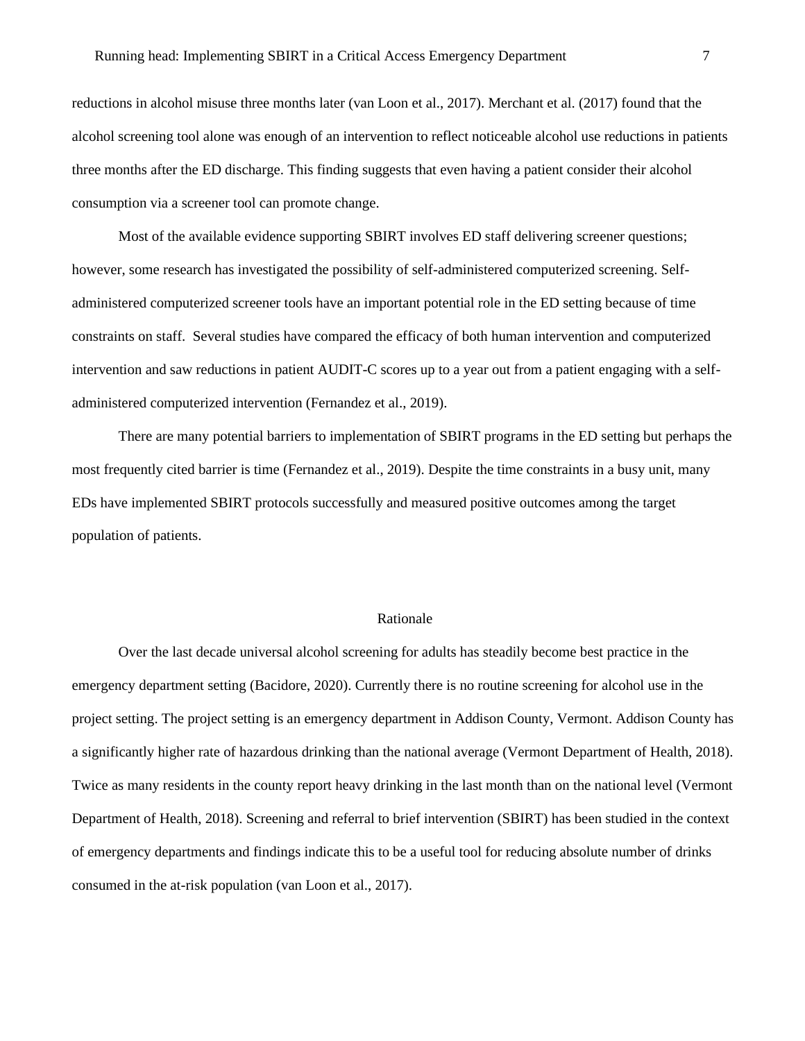reductions in alcohol misuse three months later (van Loon et al., 2017). Merchant et al. (2017) found that the alcohol screening tool alone was enough of an intervention to reflect noticeable alcohol use reductions in patients three months after the ED discharge. This finding suggests that even having a patient consider their alcohol consumption via a screener tool can promote change.

Most of the available evidence supporting SBIRT involves ED staff delivering screener questions; however, some research has investigated the possibility of self-administered computerized screening. Self-administered computerized screener tools have an important potential role in the ED setting because of time constraints on staff. Several studies have compared the efficacy of both human intervention and computerized intervention and saw reductions in patient AUDIT-C scores up to a year out from a patient engaging with a self-administered computerized intervention (Fernandez et al., 2019).

There are many potential barriers to implementation of SBIRT programs in the ED setting but perhaps the most frequently cited barrier is time (Fernandez et al., 2019). Despite the time constraints in a busy unit, many EDs have implemented SBIRT protocols successfully and measured positive outcomes among the target population of patients.

## Rationale

Over the last decade universal alcohol screening for adults has steadily become best practice in the emergency department setting (Bacidore, 2020). Currently there is no routine screening for alcohol use in the project setting. The project setting is an emergency department in Addison County, Vermont. Addison County has a significantly higher rate of hazardous drinking than the national average (Vermont Department of Health, 2018). Twice as many residents in the county report heavy drinking in the last month than on the national level (Vermont Department of Health, 2018). Screening and referral to brief intervention (SBIRT) has been studied in the context of emergency departments and findings indicate this to be a useful tool for reducing absolute number of drinks consumed in the at-risk population (van Loon et al., 2017).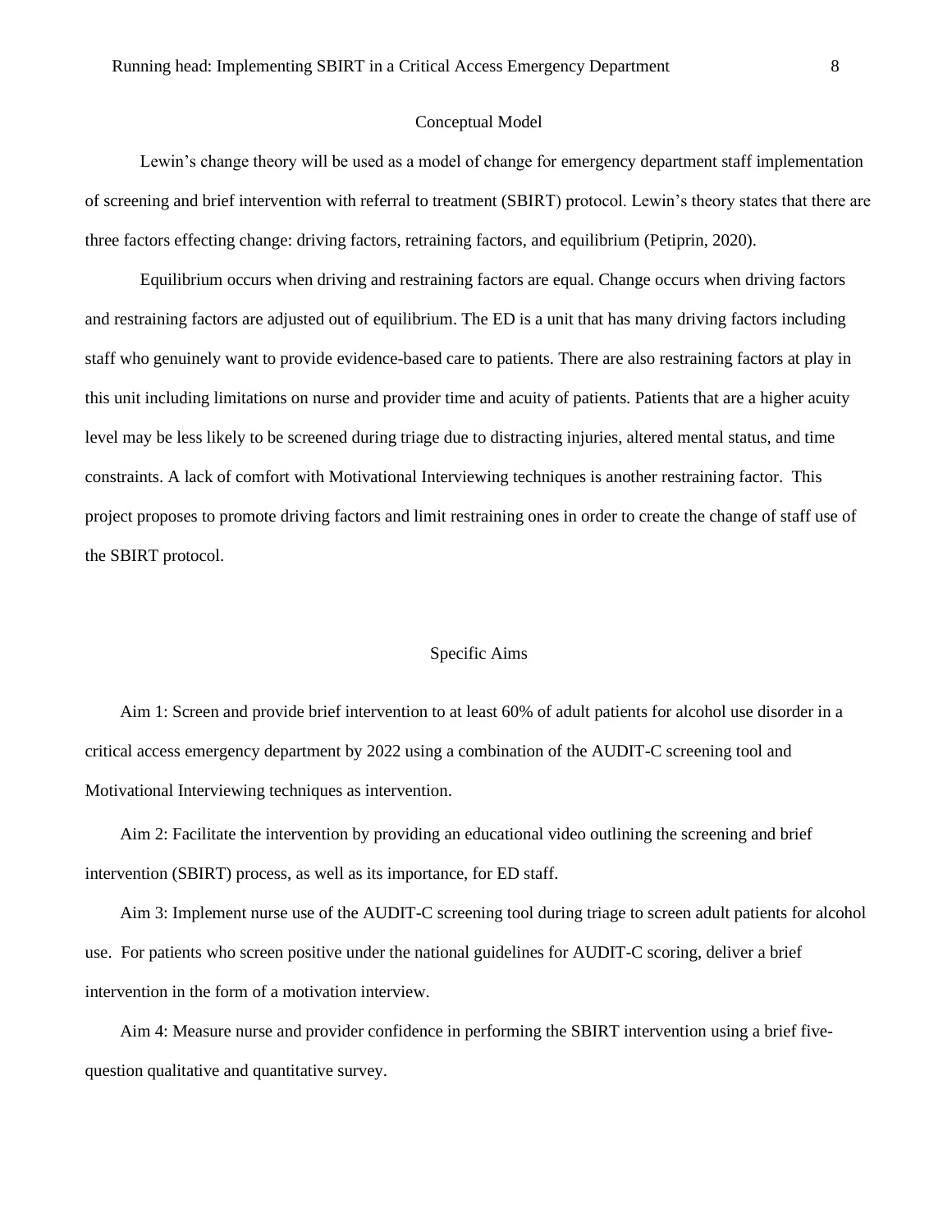## Conceptual Model

Lewin's change theory will be used as a model of change for emergency department staff implementation of screening and brief intervention with referral to treatment (SBIRT) protocol. Lewin's theory states that there are three factors effecting change: driving factors, retraining factors, and equilibrium (Petiprin, 2020).

Equilibrium occurs when driving and restraining factors are equal. Change occurs when driving factors and restraining factors are adjusted out of equilibrium. The ED is a unit that has many driving factors including staff who genuinely want to provide evidence-based care to patients. There are also restraining factors at play in this unit including limitations on nurse and provider time and acuity of patients. Patients that are a higher acuity level may be less likely to be screened during triage due to distracting injuries, altered mental status, and time constraints. A lack of comfort with Motivational Interviewing techniques is another restraining factor. This project proposes to promote driving factors and limit restraining ones in order to create the change of staff use of the SBIRT protocol.

## Specific Aims

Aim 1: Screen and provide brief intervention to at least 60% of adult patients for alcohol use disorder in a critical access emergency department by 2022 using a combination of the AUDIT-C screening tool and Motivational Interviewing techniques as intervention.

Aim 2: Facilitate the intervention by providing an educational video outlining the screening and brief intervention (SBIRT) process, as well as its importance, for ED staff.

Aim 3: Implement nurse use of the AUDIT-C screening tool during triage to screen adult patients for alcohol use. For patients who screen positive under the national guidelines for AUDIT-C scoring, deliver a brief intervention in the form of a motivation interview.

Aim 4: Measure nurse and provider confidence in performing the SBIRT intervention using a brief five-question qualitative and quantitative survey.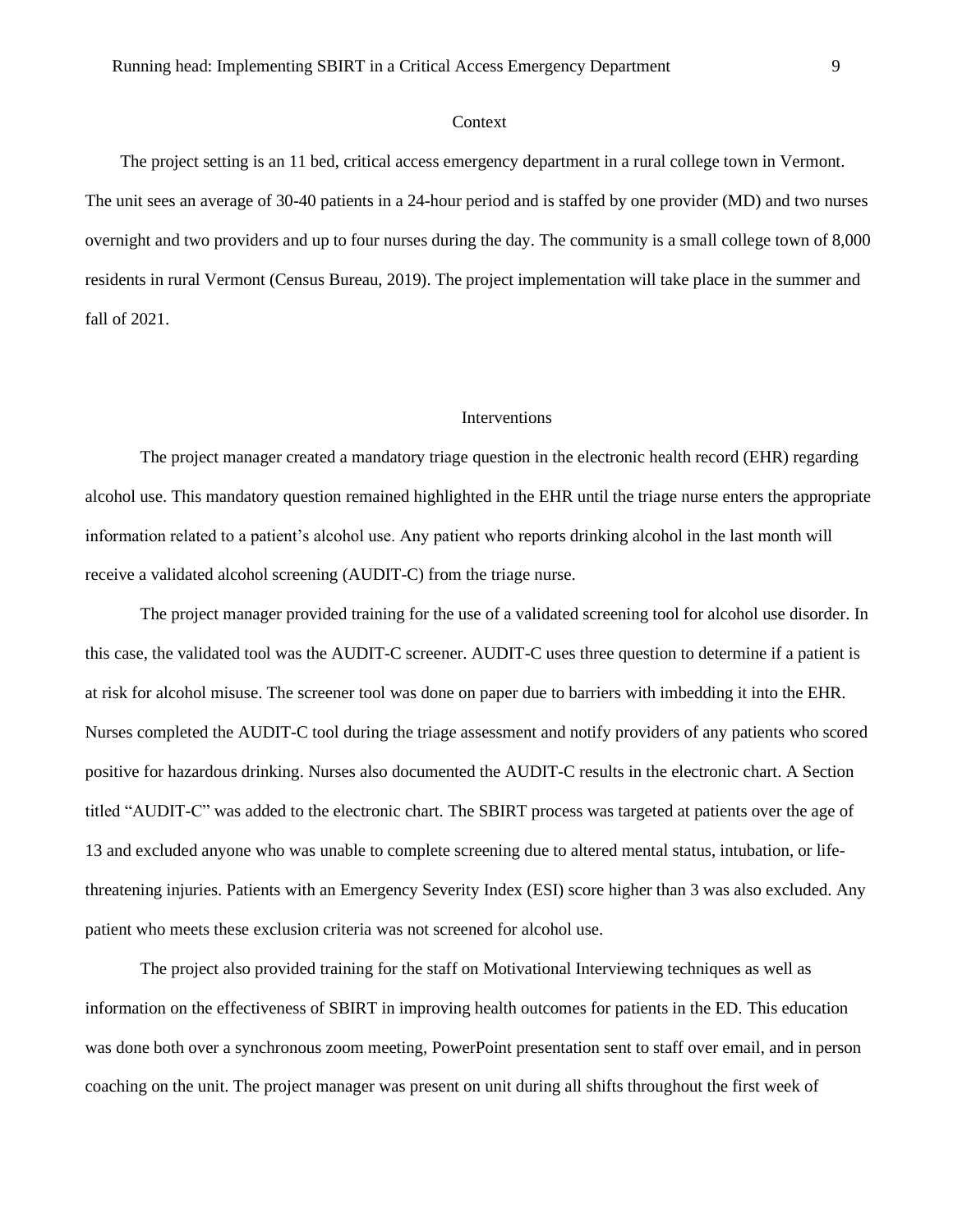## Context

The project setting is an 11 bed, critical access emergency department in a rural college town in Vermont. The unit sees an average of 30-40 patients in a 24-hour period and is staffed by one provider (MD) and two nurses overnight and two providers and up to four nurses during the day. The community is a small college town of 8,000 residents in rural Vermont (Census Bureau, 2019). The project implementation will take place in the summer and fall of 2021.

## Interventions

The project manager created a mandatory triage question in the electronic health record (EHR) regarding alcohol use. This mandatory question remained highlighted in the EHR until the triage nurse enters the appropriate information related to a patient's alcohol use. Any patient who reports drinking alcohol in the last month will receive a validated alcohol screening (AUDIT-C) from the triage nurse.

The project manager provided training for the use of a validated screening tool for alcohol use disorder. In this case, the validated tool was the AUDIT-C screener. AUDIT-C uses three question to determine if a patient is at risk for alcohol misuse. The screener tool was done on paper due to barriers with imbedding it into the EHR. Nurses completed the AUDIT-C tool during the triage assessment and notify providers of any patients who scored positive for hazardous drinking. Nurses also documented the AUDIT-C results in the electronic chart. A Section titled "AUDIT-C" was added to the electronic chart. The SBIRT process was targeted at patients over the age of 13 and excluded anyone who was unable to complete screening due to altered mental status, intubation, or life-threatening injuries. Patients with an Emergency Severity Index (ESI) score higher than 3 was also excluded. Any patient who meets these exclusion criteria was not screened for alcohol use.

The project also provided training for the staff on Motivational Interviewing techniques as well as information on the effectiveness of SBIRT in improving health outcomes for patients in the ED. This education was done both over a synchronous zoom meeting, PowerPoint presentation sent to staff over email, and in person coaching on the unit. The project manager was present on unit during all shifts throughout the first week of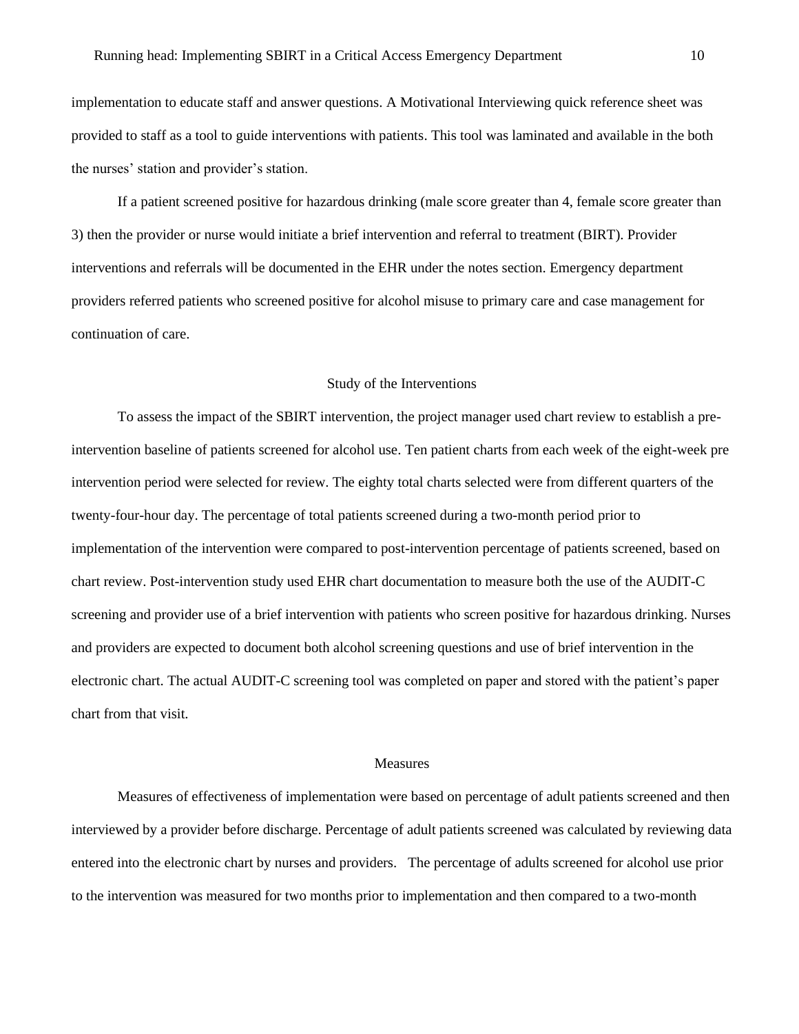implementation to educate staff and answer questions. A Motivational Interviewing quick reference sheet was provided to staff as a tool to guide interventions with patients. This tool was laminated and available in the both the nurses' station and provider's station.

If a patient screened positive for hazardous drinking (male score greater than 4, female score greater than 3) then the provider or nurse would initiate a brief intervention and referral to treatment (BIRT). Provider interventions and referrals will be documented in the EHR under the notes section. Emergency department providers referred patients who screened positive for alcohol misuse to primary care and case management for continuation of care.

## Study of the Interventions

To assess the impact of the SBIRT intervention, the project manager used chart review to establish a pre-intervention baseline of patients screened for alcohol use. Ten patient charts from each week of the eight-week pre intervention period were selected for review. The eighty total charts selected were from different quarters of the twenty-four-hour day. The percentage of total patients screened during a two-month period prior to implementation of the intervention were compared to post-intervention percentage of patients screened, based on chart review. Post-intervention study used EHR chart documentation to measure both the use of the AUDIT-C screening and provider use of a brief intervention with patients who screen positive for hazardous drinking. Nurses and providers are expected to document both alcohol screening questions and use of brief intervention in the electronic chart. The actual AUDIT-C screening tool was completed on paper and stored with the patient's paper chart from that visit.

## Measures

Measures of effectiveness of implementation were based on percentage of adult patients screened and then interviewed by a provider before discharge. Percentage of adult patients screened was calculated by reviewing data entered into the electronic chart by nurses and providers. The percentage of adults screened for alcohol use prior to the intervention was measured for two months prior to implementation and then compared to a two-month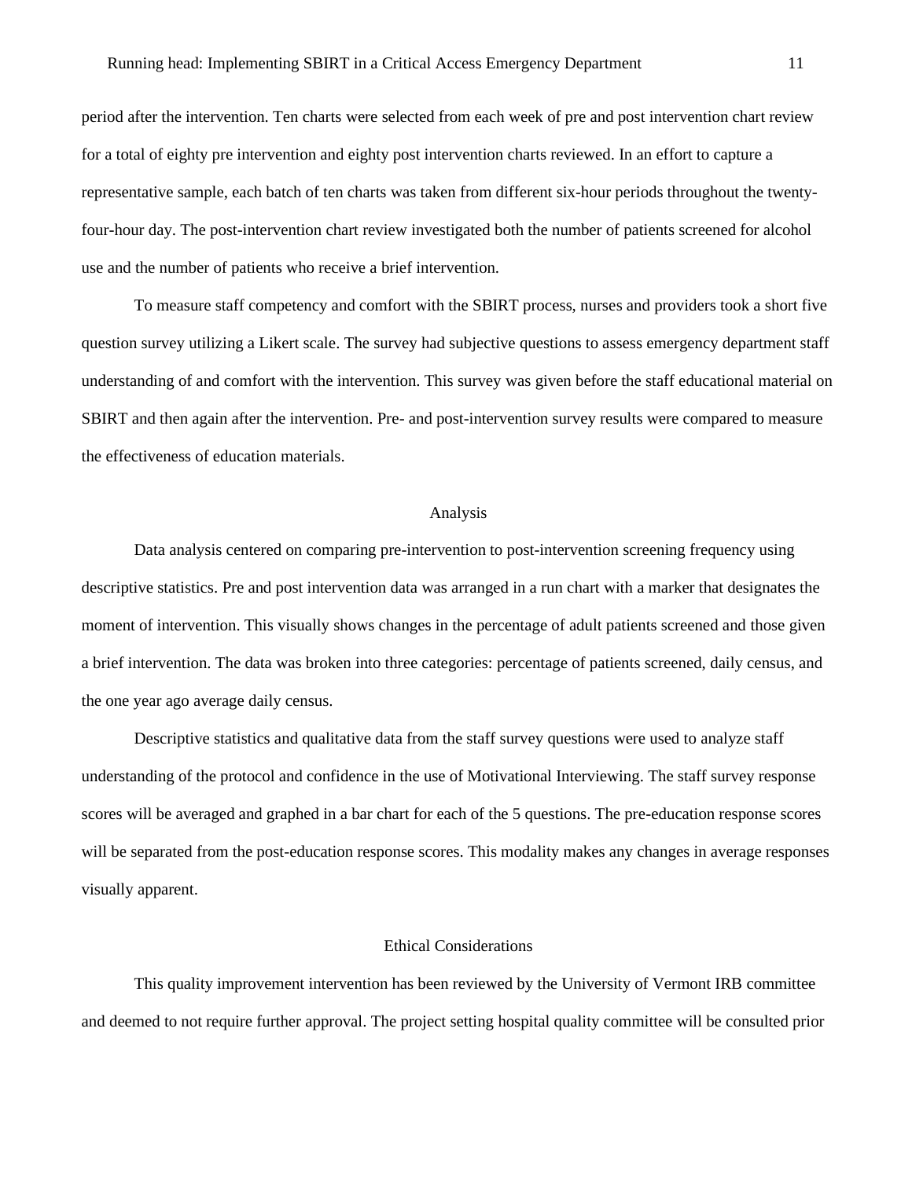period after the intervention. Ten charts were selected from each week of pre and post intervention chart review for a total of eighty pre intervention and eighty post intervention charts reviewed. In an effort to capture a representative sample, each batch of ten charts was taken from different six-hour periods throughout the twenty-four-hour day. The post-intervention chart review investigated both the number of patients screened for alcohol use and the number of patients who receive a brief intervention.

To measure staff competency and comfort with the SBIRT process, nurses and providers took a short five question survey utilizing a Likert scale. The survey had subjective questions to assess emergency department staff understanding of and comfort with the intervention. This survey was given before the staff educational material on SBIRT and then again after the intervention. Pre- and post-intervention survey results were compared to measure the effectiveness of education materials.

## Analysis

Data analysis centered on comparing pre-intervention to post-intervention screening frequency using descriptive statistics. Pre and post intervention data was arranged in a run chart with a marker that designates the moment of intervention. This visually shows changes in the percentage of adult patients screened and those given a brief intervention. The data was broken into three categories: percentage of patients screened, daily census, and the one year ago average daily census.

Descriptive statistics and qualitative data from the staff survey questions were used to analyze staff understanding of the protocol and confidence in the use of Motivational Interviewing. The staff survey response scores will be averaged and graphed in a bar chart for each of the 5 questions. The pre-education response scores will be separated from the post-education response scores. This modality makes any changes in average responses visually apparent.

## Ethical Considerations

This quality improvement intervention has been reviewed by the University of Vermont IRB committee and deemed to not require further approval. The project setting hospital quality committee will be consulted prior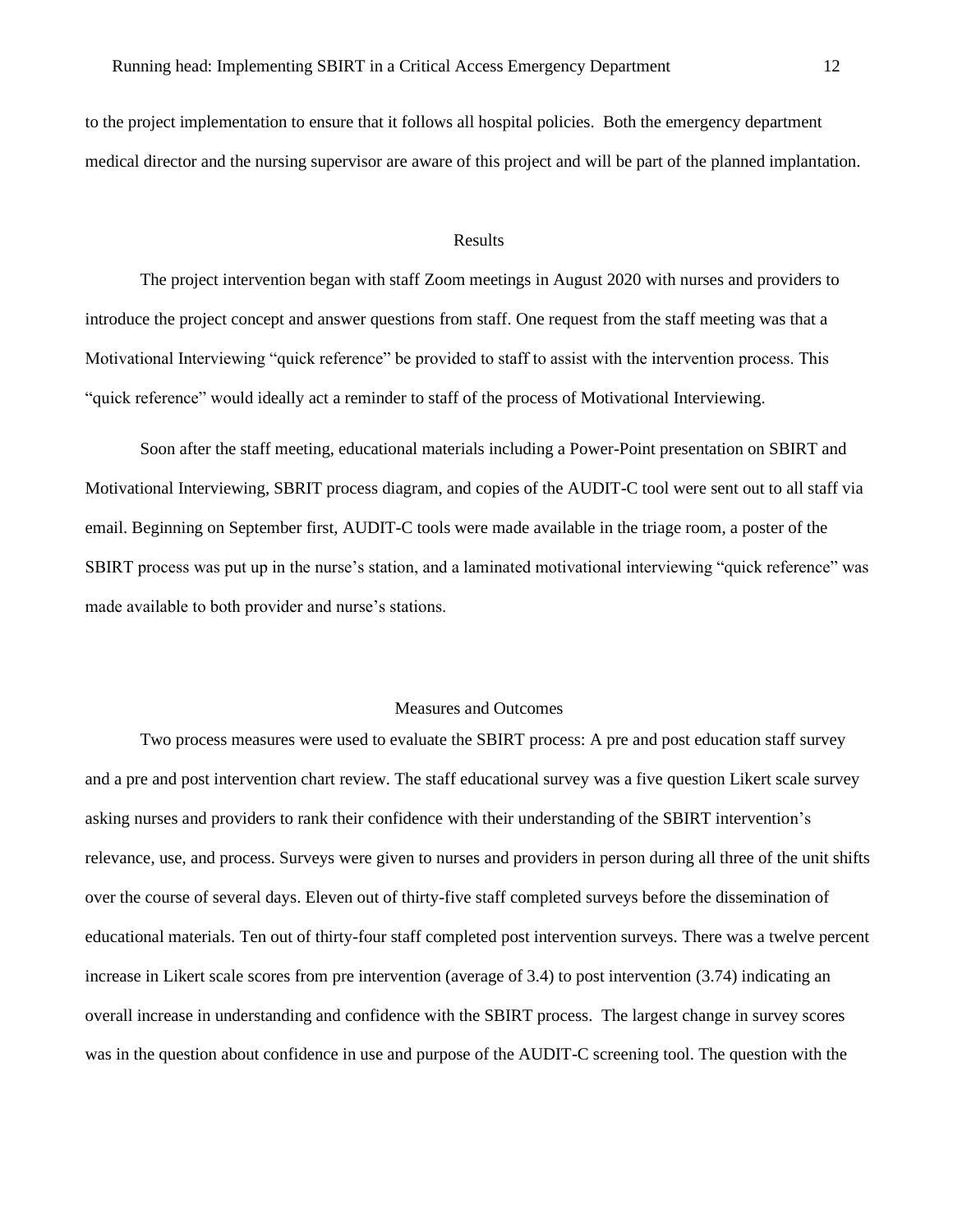to the project implementation to ensure that it follows all hospital policies. Both the emergency department medical director and the nursing supervisor are aware of this project and will be part of the planned implantation.

## Results

The project intervention began with staff Zoom meetings in August 2020 with nurses and providers to introduce the project concept and answer questions from staff. One request from the staff meeting was that a Motivational Interviewing "quick reference" be provided to staff to assist with the intervention process. This "quick reference" would ideally act a reminder to staff of the process of Motivational Interviewing.

Soon after the staff meeting, educational materials including a Power-Point presentation on SBIRT and Motivational Interviewing, SBRIT process diagram, and copies of the AUDIT-C tool were sent out to all staff via email. Beginning on September first, AUDIT-C tools were made available in the triage room, a poster of the SBIRT process was put up in the nurse's station, and a laminated motivational interviewing "quick reference" was made available to both provider and nurse's stations.

## Measures and Outcomes

Two process measures were used to evaluate the SBIRT process: A pre and post education staff survey and a pre and post intervention chart review. The staff educational survey was a five question Likert scale survey asking nurses and providers to rank their confidence with their understanding of the SBIRT intervention's relevance, use, and process. Surveys were given to nurses and providers in person during all three of the unit shifts over the course of several days. Eleven out of thirty-five staff completed surveys before the dissemination of educational materials. Ten out of thirty-four staff completed post intervention surveys. There was a twelve percent increase in Likert scale scores from pre intervention (average of 3.4) to post intervention (3.74) indicating an overall increase in understanding and confidence with the SBIRT process. The largest change in survey scores was in the question about confidence in use and purpose of the AUDIT-C screening tool. The question with the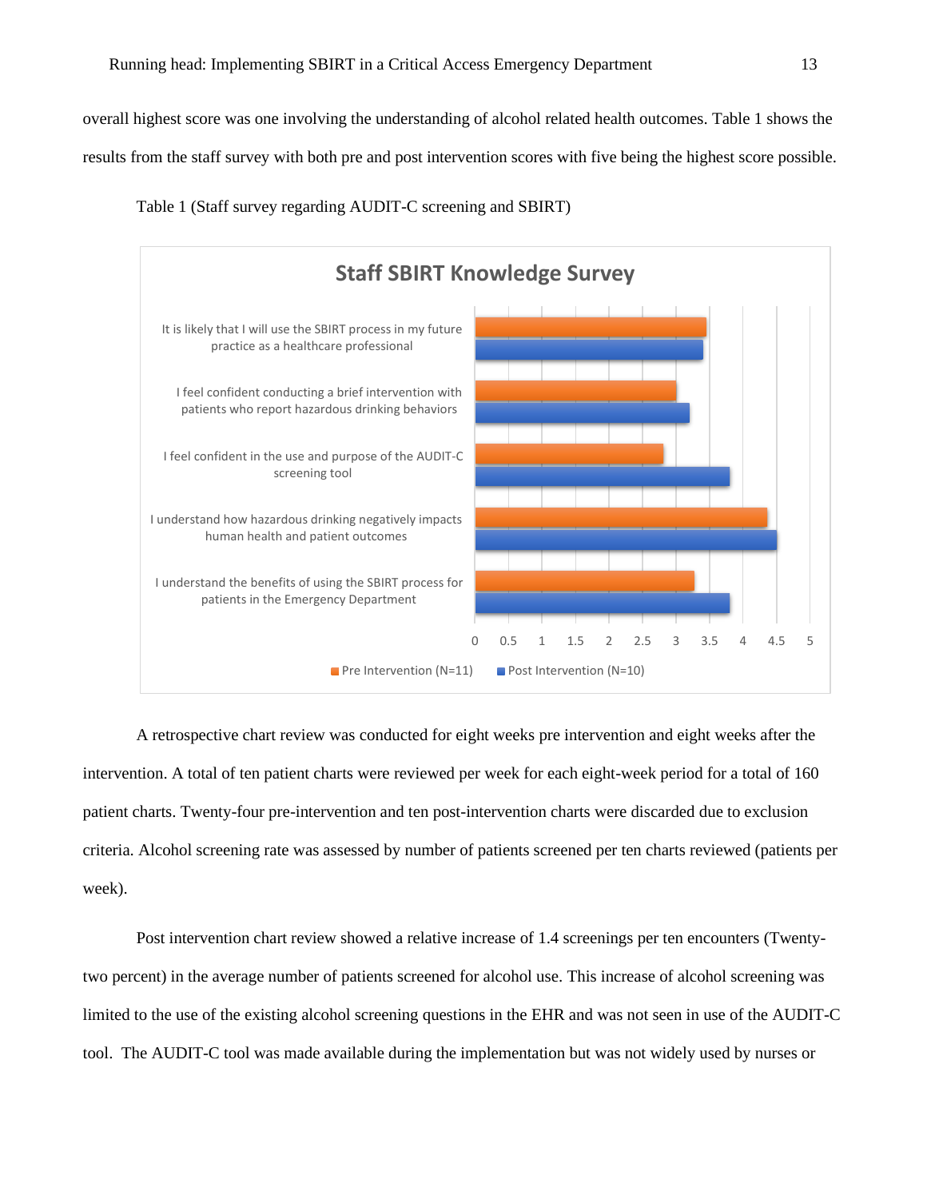overall highest score was one involving the understanding of alcohol related health outcomes. Table 1 shows the results from the staff survey with both pre and post intervention scores with five being the highest score possible.

Table 1 (Staff survey regarding AUDIT-C screening and SBIRT)

**Staff SBIRT Knowledge Survey**

| Item | Pre Intervention (N=11) | Post Intervention (N=10) |
|---|---|---|
| It is likely that I will use the SBIRT process in my future practice as a healthcare professional | | |
| I feel confident conducting a brief intervention with patients who report hazardous drinking behaviors | | |
| I feel confident in the use and purpose of the AUDIT-C screening tool | | |
| I understand how hazardous drinking negatively impacts human health and patient outcomes | | |
| I understand the benefits of using the SBIRT process for patients in the Emergency Department | | |

A retrospective chart review was conducted for eight weeks pre intervention and eight weeks after the intervention. A total of ten patient charts were reviewed per week for each eight-week period for a total of 160 patient charts. Twenty-four pre-intervention and ten post-intervention charts were discarded due to exclusion criteria. Alcohol screening rate was assessed by number of patients screened per ten charts reviewed (patients per week).

Post intervention chart review showed a relative increase of 1.4 screenings per ten encounters (Twenty-two percent) in the average number of patients screened for alcohol use. This increase of alcohol screening was limited to the use of the existing alcohol screening questions in the EHR and was not seen in use of the AUDIT-C tool. The AUDIT-C tool was made available during the implementation but was not widely used by nurses or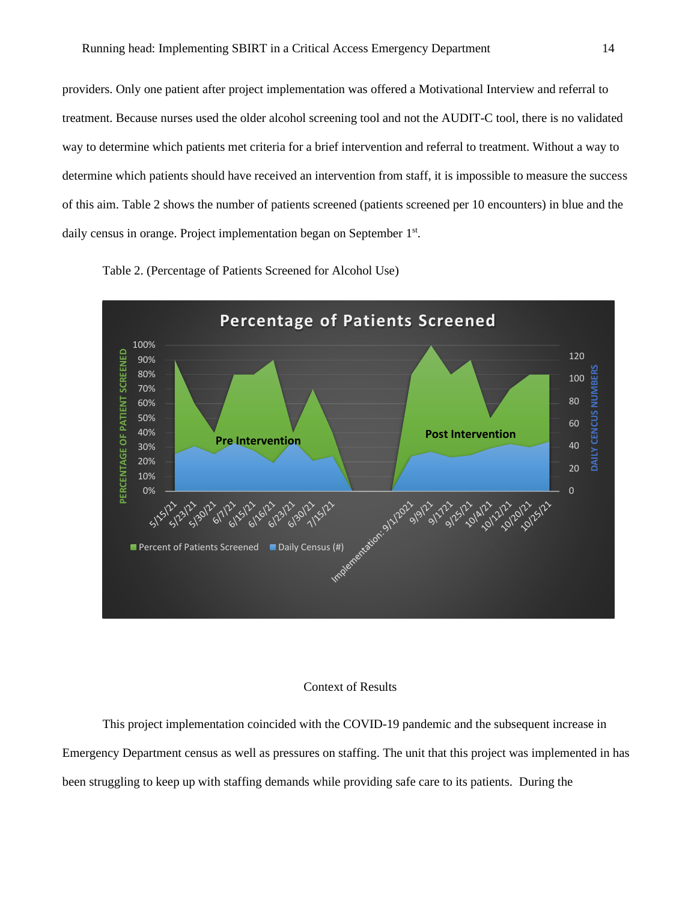providers. Only one patient after project implementation was offered a Motivational Interview and referral to treatment. Because nurses used the older alcohol screening tool and not the AUDIT-C tool, there is no validated way to determine which patients met criteria for a brief intervention and referral to treatment. Without a way to determine which patients should have received an intervention from staff, it is impossible to measure the success of this aim. Table 2 shows the number of patients screened (patients screened per 10 encounters) in blue and the daily census in orange. Project implementation began on September 1st.

Table 2. (Percentage of Patients Screened for Alcohol Use)

Context of Results

This project implementation coincided with the COVID-19 pandemic and the subsequent increase in Emergency Department census as well as pressures on staffing. The unit that this project was implemented in has been struggling to keep up with staffing demands while providing safe care to its patients. During the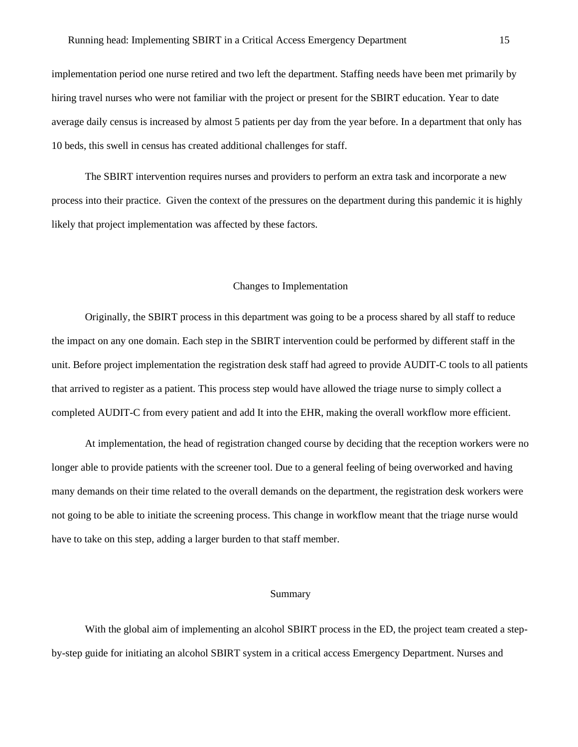implementation period one nurse retired and two left the department. Staffing needs have been met primarily by hiring travel nurses who were not familiar with the project or present for the SBIRT education. Year to date average daily census is increased by almost 5 patients per day from the year before. In a department that only has 10 beds, this swell in census has created additional challenges for staff.

The SBIRT intervention requires nurses and providers to perform an extra task and incorporate a new process into their practice. Given the context of the pressures on the department during this pandemic it is highly likely that project implementation was affected by these factors.

## Changes to Implementation

Originally, the SBIRT process in this department was going to be a process shared by all staff to reduce the impact on any one domain. Each step in the SBIRT intervention could be performed by different staff in the unit. Before project implementation the registration desk staff had agreed to provide AUDIT-C tools to all patients that arrived to register as a patient. This process step would have allowed the triage nurse to simply collect a completed AUDIT-C from every patient and add It into the EHR, making the overall workflow more efficient.

At implementation, the head of registration changed course by deciding that the reception workers were no longer able to provide patients with the screener tool. Due to a general feeling of being overworked and having many demands on their time related to the overall demands on the department, the registration desk workers were not going to be able to initiate the screening process. This change in workflow meant that the triage nurse would have to take on this step, adding a larger burden to that staff member.

## Summary

With the global aim of implementing an alcohol SBIRT process in the ED, the project team created a step-by-step guide for initiating an alcohol SBIRT system in a critical access Emergency Department. Nurses and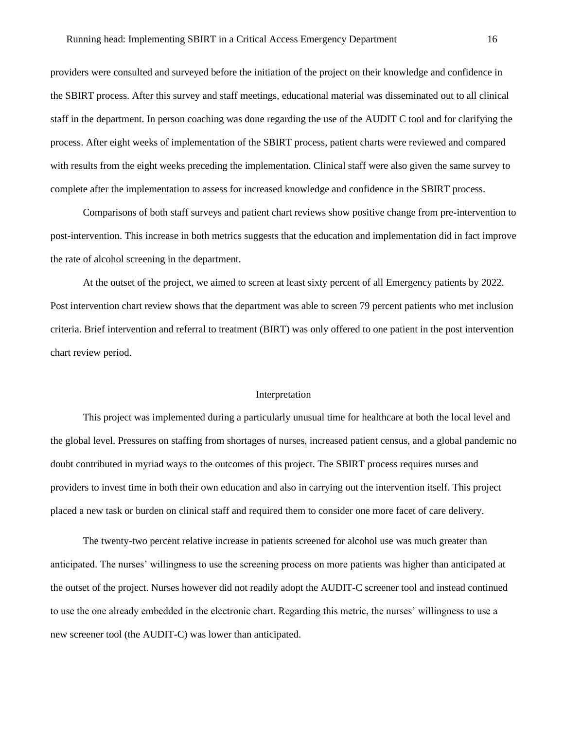providers were consulted and surveyed before the initiation of the project on their knowledge and confidence in the SBIRT process. After this survey and staff meetings, educational material was disseminated out to all clinical staff in the department. In person coaching was done regarding the use of the AUDIT C tool and for clarifying the process. After eight weeks of implementation of the SBIRT process, patient charts were reviewed and compared with results from the eight weeks preceding the implementation. Clinical staff were also given the same survey to complete after the implementation to assess for increased knowledge and confidence in the SBIRT process.

Comparisons of both staff surveys and patient chart reviews show positive change from pre-intervention to post-intervention. This increase in both metrics suggests that the education and implementation did in fact improve the rate of alcohol screening in the department.

At the outset of the project, we aimed to screen at least sixty percent of all Emergency patients by 2022. Post intervention chart review shows that the department was able to screen 79 percent patients who met inclusion criteria. Brief intervention and referral to treatment (BIRT) was only offered to one patient in the post intervention chart review period.

## Interpretation

This project was implemented during a particularly unusual time for healthcare at both the local level and the global level. Pressures on staffing from shortages of nurses, increased patient census, and a global pandemic no doubt contributed in myriad ways to the outcomes of this project. The SBIRT process requires nurses and providers to invest time in both their own education and also in carrying out the intervention itself. This project placed a new task or burden on clinical staff and required them to consider one more facet of care delivery.

The twenty-two percent relative increase in patients screened for alcohol use was much greater than anticipated. The nurses' willingness to use the screening process on more patients was higher than anticipated at the outset of the project. Nurses however did not readily adopt the AUDIT-C screener tool and instead continued to use the one already embedded in the electronic chart. Regarding this metric, the nurses' willingness to use a new screener tool (the AUDIT-C) was lower than anticipated.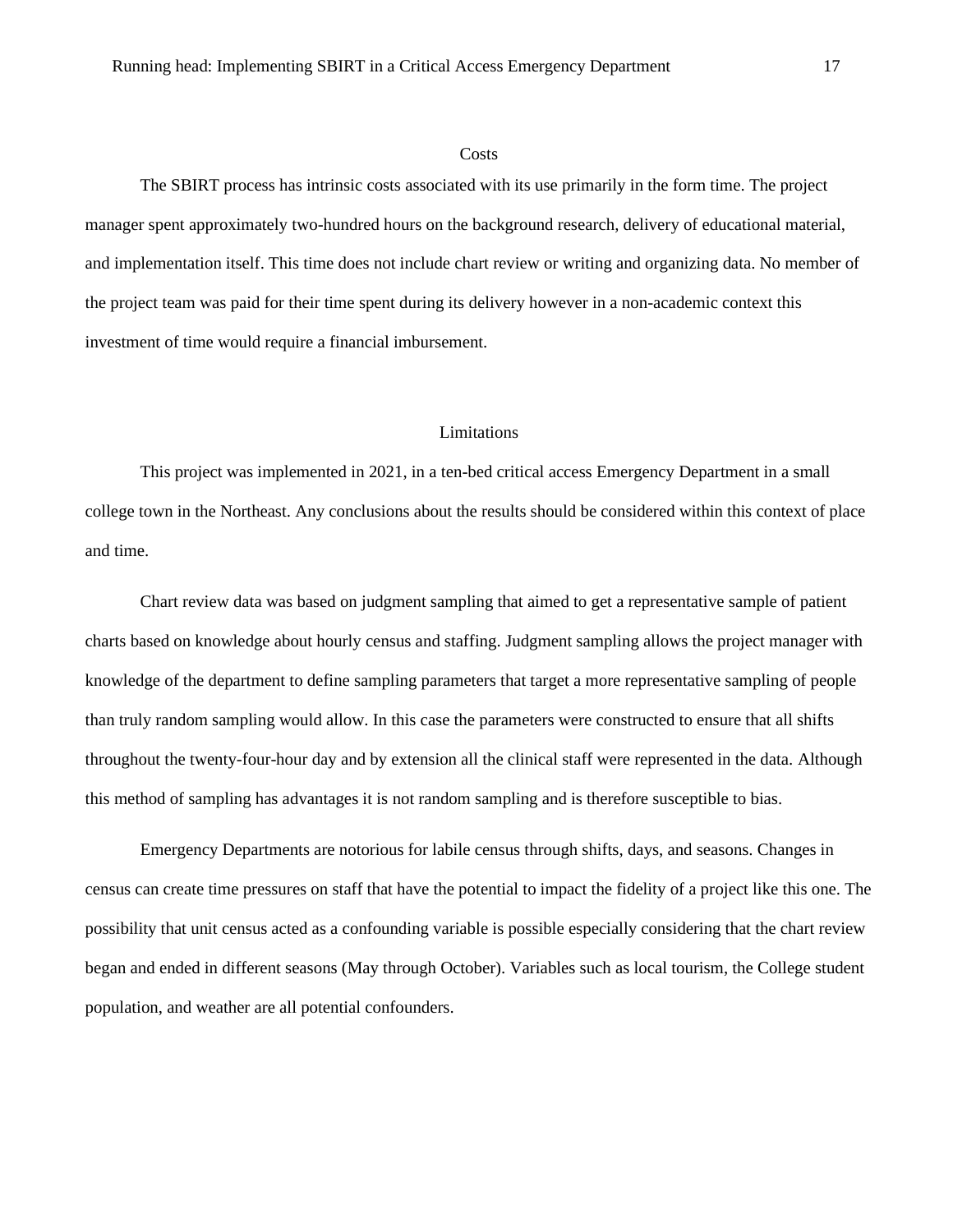## Costs

The SBIRT process has intrinsic costs associated with its use primarily in the form time. The project manager spent approximately two-hundred hours on the background research, delivery of educational material, and implementation itself. This time does not include chart review or writing and organizing data. No member of the project team was paid for their time spent during its delivery however in a non-academic context this investment of time would require a financial imbursement.

## Limitations

This project was implemented in 2021, in a ten-bed critical access Emergency Department in a small college town in the Northeast. Any conclusions about the results should be considered within this context of place and time.

Chart review data was based on judgment sampling that aimed to get a representative sample of patient charts based on knowledge about hourly census and staffing. Judgment sampling allows the project manager with knowledge of the department to define sampling parameters that target a more representative sampling of people than truly random sampling would allow. In this case the parameters were constructed to ensure that all shifts throughout the twenty-four-hour day and by extension all the clinical staff were represented in the data. Although this method of sampling has advantages it is not random sampling and is therefore susceptible to bias.

Emergency Departments are notorious for labile census through shifts, days, and seasons. Changes in census can create time pressures on staff that have the potential to impact the fidelity of a project like this one. The possibility that unit census acted as a confounding variable is possible especially considering that the chart review began and ended in different seasons (May through October). Variables such as local tourism, the College student population, and weather are all potential confounders.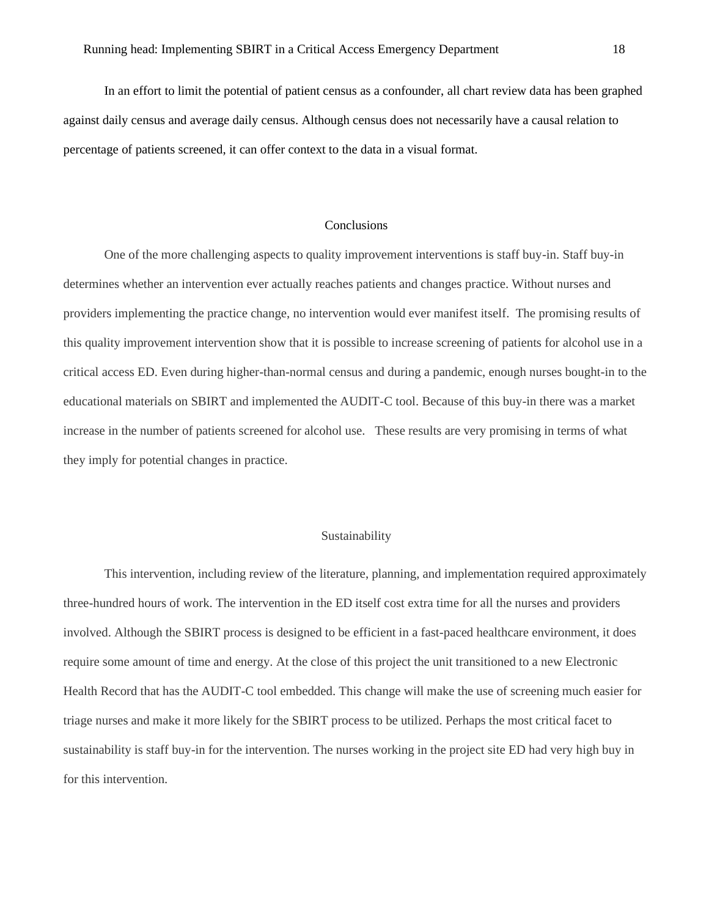In an effort to limit the potential of patient census as a confounder, all chart review data has been graphed against daily census and average daily census. Although census does not necessarily have a causal relation to percentage of patients screened, it can offer context to the data in a visual format.

## Conclusions

One of the more challenging aspects to quality improvement interventions is staff buy-in. Staff buy-in determines whether an intervention ever actually reaches patients and changes practice. Without nurses and providers implementing the practice change, no intervention would ever manifest itself. The promising results of this quality improvement intervention show that it is possible to increase screening of patients for alcohol use in a critical access ED. Even during higher-than-normal census and during a pandemic, enough nurses bought-in to the educational materials on SBIRT and implemented the AUDIT-C tool. Because of this buy-in there was a market increase in the number of patients screened for alcohol use. These results are very promising in terms of what they imply for potential changes in practice.

## Sustainability

This intervention, including review of the literature, planning, and implementation required approximately three-hundred hours of work. The intervention in the ED itself cost extra time for all the nurses and providers involved. Although the SBIRT process is designed to be efficient in a fast-paced healthcare environment, it does require some amount of time and energy. At the close of this project the unit transitioned to a new Electronic Health Record that has the AUDIT-C tool embedded. This change will make the use of screening much easier for triage nurses and make it more likely for the SBIRT process to be utilized. Perhaps the most critical facet to sustainability is staff buy-in for the intervention. The nurses working in the project site ED had very high buy in for this intervention.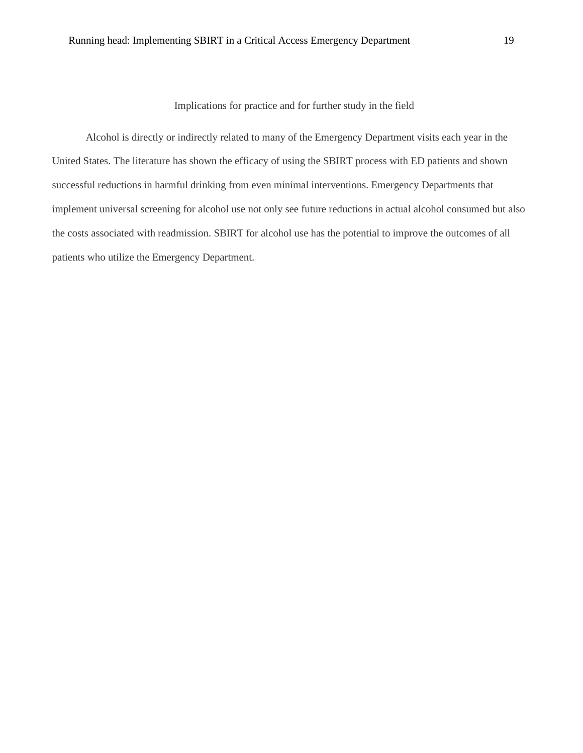## Implications for practice and for further study in the field

Alcohol is directly or indirectly related to many of the Emergency Department visits each year in the United States. The literature has shown the efficacy of using the SBIRT process with ED patients and shown successful reductions in harmful drinking from even minimal interventions. Emergency Departments that implement universal screening for alcohol use not only see future reductions in actual alcohol consumed but also the costs associated with readmission. SBIRT for alcohol use has the potential to improve the outcomes of all patients who utilize the Emergency Department.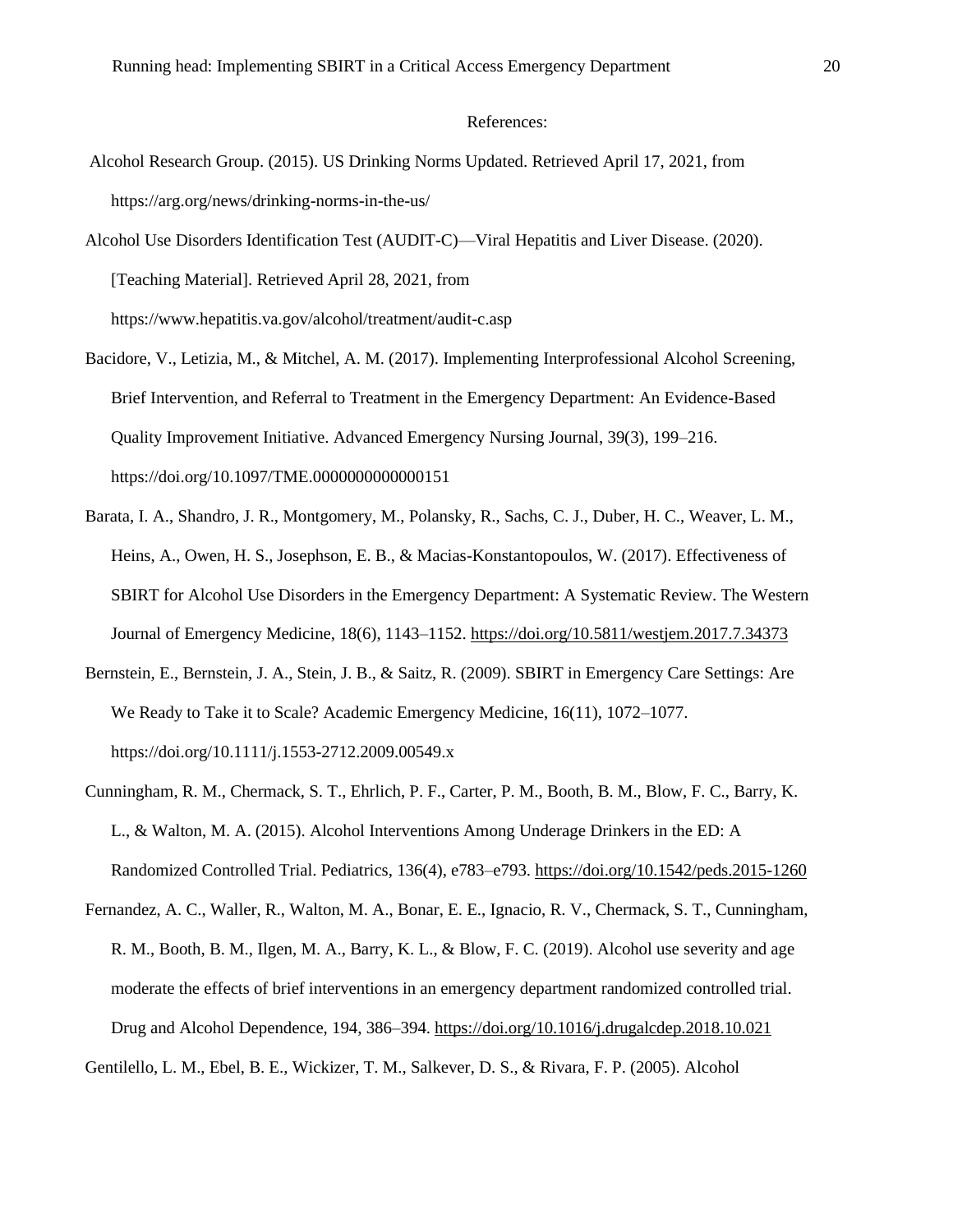References:

Alcohol Research Group. (2015). US Drinking Norms Updated. Retrieved April 17, 2021, from https://arg.org/news/drinking-norms-in-the-us/

Alcohol Use Disorders Identification Test (AUDIT-C)—Viral Hepatitis and Liver Disease. (2020). [Teaching Material]. Retrieved April 28, 2021, from https://www.hepatitis.va.gov/alcohol/treatment/audit-c.asp

Bacidore, V., Letizia, M., & Mitchel, A. M. (2017). Implementing Interprofessional Alcohol Screening, Brief Intervention, and Referral to Treatment in the Emergency Department: An Evidence-Based Quality Improvement Initiative. Advanced Emergency Nursing Journal, 39(3), 199–216. https://doi.org/10.1097/TME.0000000000000151

Barata, I. A., Shandro, J. R., Montgomery, M., Polansky, R., Sachs, C. J., Duber, H. C., Weaver, L. M., Heins, A., Owen, H. S., Josephson, E. B., & Macias-Konstantopoulos, W. (2017). Effectiveness of SBIRT for Alcohol Use Disorders in the Emergency Department: A Systematic Review. The Western Journal of Emergency Medicine, 18(6), 1143–1152. https://doi.org/10.5811/westjem.2017.7.34373

Bernstein, E., Bernstein, J. A., Stein, J. B., & Saitz, R. (2009). SBIRT in Emergency Care Settings: Are We Ready to Take it to Scale? Academic Emergency Medicine, 16(11), 1072–1077. https://doi.org/10.1111/j.1553-2712.2009.00549.x

Cunningham, R. M., Chermack, S. T., Ehrlich, P. F., Carter, P. M., Booth, B. M., Blow, F. C., Barry, K. L., & Walton, M. A. (2015). Alcohol Interventions Among Underage Drinkers in the ED: A Randomized Controlled Trial. Pediatrics, 136(4), e783–e793. https://doi.org/10.1542/peds.2015-1260

Fernandez, A. C., Waller, R., Walton, M. A., Bonar, E. E., Ignacio, R. V., Chermack, S. T., Cunningham, R. M., Booth, B. M., Ilgen, M. A., Barry, K. L., & Blow, F. C. (2019). Alcohol use severity and age moderate the effects of brief interventions in an emergency department randomized controlled trial. Drug and Alcohol Dependence, 194, 386–394. https://doi.org/10.1016/j.drugalcdep.2018.10.021

Gentilello, L. M., Ebel, B. E., Wickizer, T. M., Salkever, D. S., & Rivara, F. P. (2005). Alcohol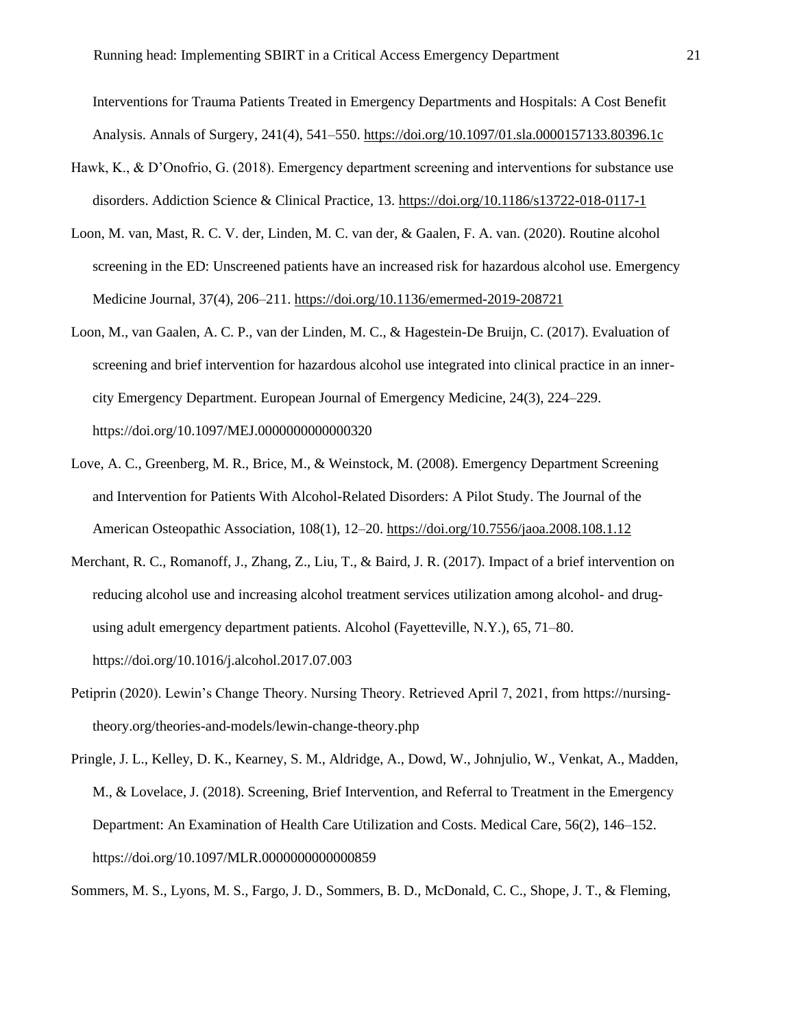Interventions for Trauma Patients Treated in Emergency Departments and Hospitals: A Cost Benefit Analysis. Annals of Surgery, 241(4), 541–550. https://doi.org/10.1097/01.sla.0000157133.80396.1c

Hawk, K., & D'Onofrio, G. (2018). Emergency department screening and interventions for substance use disorders. Addiction Science & Clinical Practice, 13. https://doi.org/10.1186/s13722-018-0117-1

Loon, M. van, Mast, R. C. V. der, Linden, M. C. van der, & Gaalen, F. A. van. (2020). Routine alcohol screening in the ED: Unscreened patients have an increased risk for hazardous alcohol use. Emergency Medicine Journal, 37(4), 206–211. https://doi.org/10.1136/emermed-2019-208721

Loon, M., van Gaalen, A. C. P., van der Linden, M. C., & Hagestein-De Bruijn, C. (2017). Evaluation of screening and brief intervention for hazardous alcohol use integrated into clinical practice in an inner-city Emergency Department. European Journal of Emergency Medicine, 24(3), 224–229. https://doi.org/10.1097/MEJ.0000000000000320

Love, A. C., Greenberg, M. R., Brice, M., & Weinstock, M. (2008). Emergency Department Screening and Intervention for Patients With Alcohol-Related Disorders: A Pilot Study. The Journal of the American Osteopathic Association, 108(1), 12–20. https://doi.org/10.7556/jaoa.2008.108.1.12

Merchant, R. C., Romanoff, J., Zhang, Z., Liu, T., & Baird, J. R. (2017). Impact of a brief intervention on reducing alcohol use and increasing alcohol treatment services utilization among alcohol- and drug-using adult emergency department patients. Alcohol (Fayetteville, N.Y.), 65, 71–80. https://doi.org/10.1016/j.alcohol.2017.07.003

Petiprin (2020). Lewin's Change Theory. Nursing Theory. Retrieved April 7, 2021, from https://nursing-theory.org/theories-and-models/lewin-change-theory.php

Pringle, J. L., Kelley, D. K., Kearney, S. M., Aldridge, A., Dowd, W., Johnjulio, W., Venkat, A., Madden, M., & Lovelace, J. (2018). Screening, Brief Intervention, and Referral to Treatment in the Emergency Department: An Examination of Health Care Utilization and Costs. Medical Care, 56(2), 146–152. https://doi.org/10.1097/MLR.0000000000000859

Sommers, M. S., Lyons, M. S., Fargo, J. D., Sommers, B. D., McDonald, C. C., Shope, J. T., & Fleming,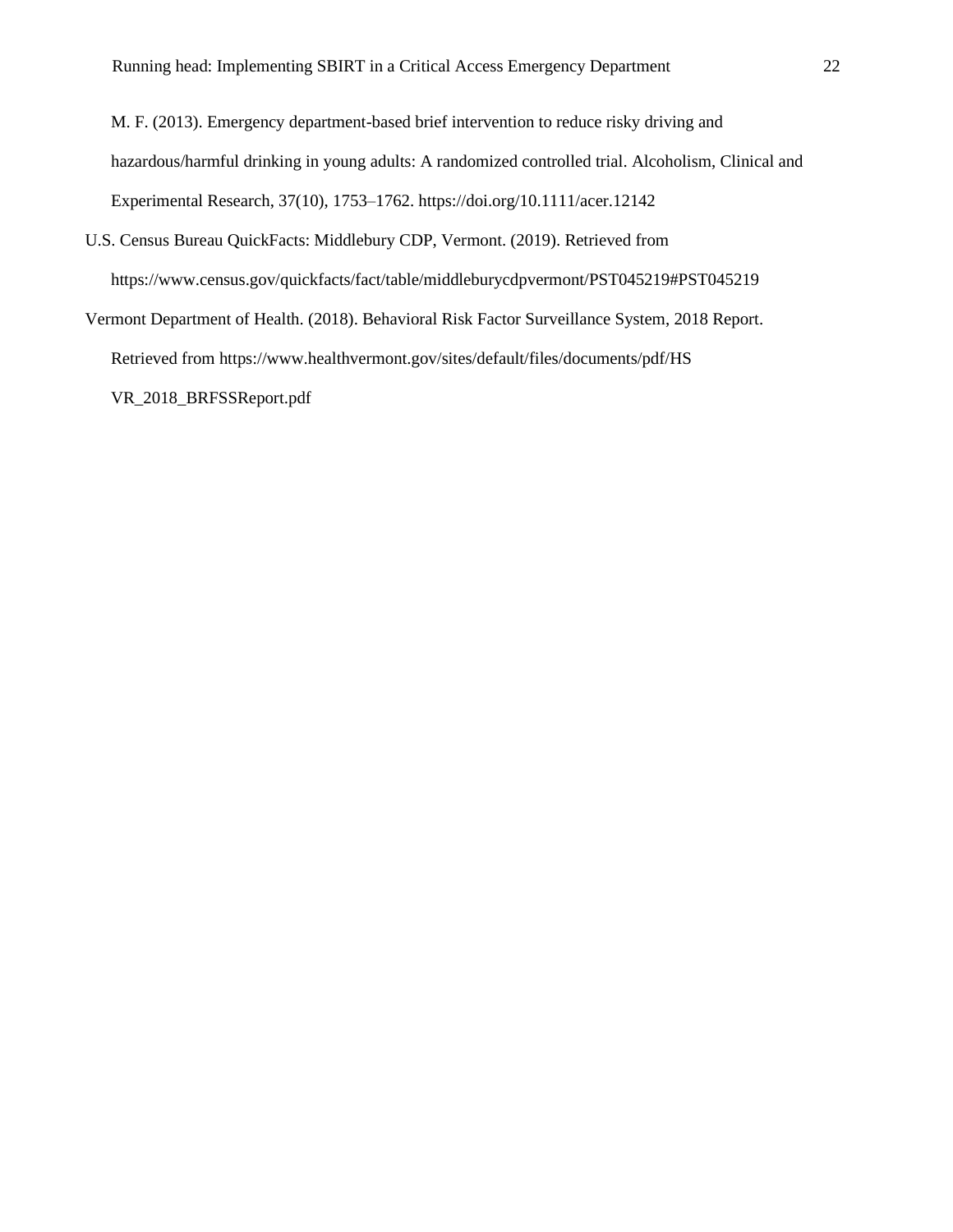M. F. (2013). Emergency department-based brief intervention to reduce risky driving and hazardous/harmful drinking in young adults: A randomized controlled trial. Alcoholism, Clinical and Experimental Research, 37(10), 1753–1762. https://doi.org/10.1111/acer.12142

U.S. Census Bureau QuickFacts: Middlebury CDP, Vermont. (2019). Retrieved from https://www.census.gov/quickfacts/fact/table/middleburycdpvermont/PST045219#PST045219

Vermont Department of Health. (2018). Behavioral Risk Factor Surveillance System, 2018 Report. Retrieved from https://www.healthvermont.gov/sites/default/files/documents/pdf/HS VR_2018_BRFSSReport.pdf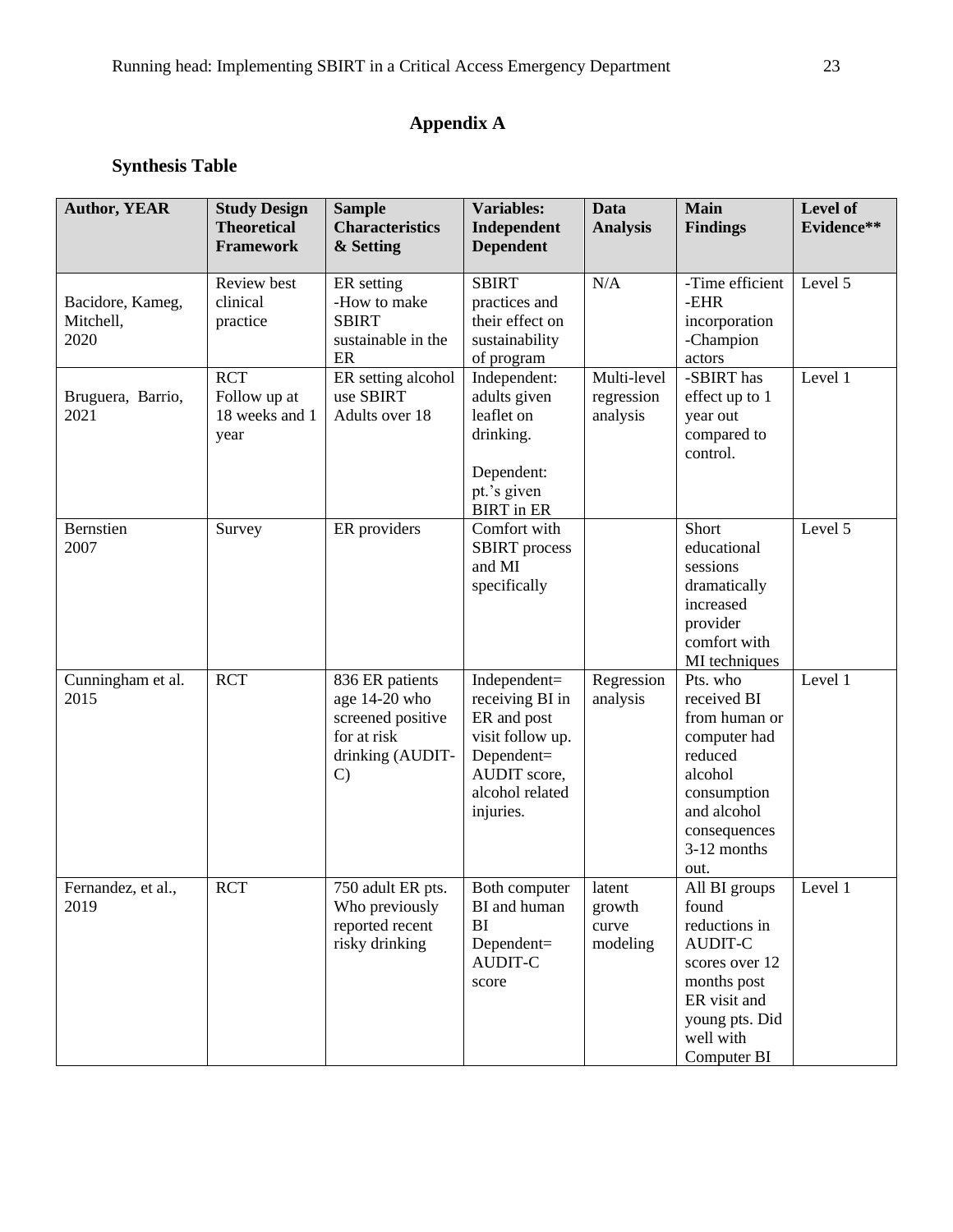# Appendix A

## Synthesis Table

| Author, YEAR | Study Design Theoretical Framework | Sample Characteristics & Setting | Variables: Independent Dependent | Data Analysis | Main Findings | Level of Evidence** |
|---|---|---|---|---|---|---|
| Bacidore, Kameg, Mitchell, 2020 | Review best clinical practice | ER setting -How to make SBIRT sustainable in the ER | SBIRT practices and their effect on sustainability of program | N/A | -Time efficient -EHR incorporation -Champion actors | Level 5 |
| Bruguera, Barrio, 2021 | RCT Follow up at 18 weeks and 1 year | ER setting alcohol use SBIRT Adults over 18 | Independent: adults given leaflet on drinking. Dependent: pt.'s given BIRT in ER | Multi-level regression analysis | -SBIRT has effect up to 1 year out compared to control. | Level 1 |
| Bernstien 2007 | Survey | ER providers | Comfort with SBIRT process and MI specifically | | Short educational sessions dramatically increased provider comfort with MI techniques | Level 5 |
| Cunningham et al. 2015 | RCT | 836 ER patients age 14-20 who screened positive for at risk drinking (AUDIT-C) | Independent= receiving BI in ER and post visit follow up. Dependent= AUDIT score, alcohol related injuries. | Regression analysis | Pts. who received BI from human or computer had reduced alcohol consumption and alcohol consequences 3-12 months out. | Level 1 |
| Fernandez, et al., 2019 | RCT | 750 adult ER pts. Who previously reported recent risky drinking | Both computer BI and human BI Dependent= AUDIT-C score | latent growth curve modeling | All BI groups found reductions in AUDIT-C scores over 12 months post ER visit and young pts. Did well with Computer BI | Level 1 |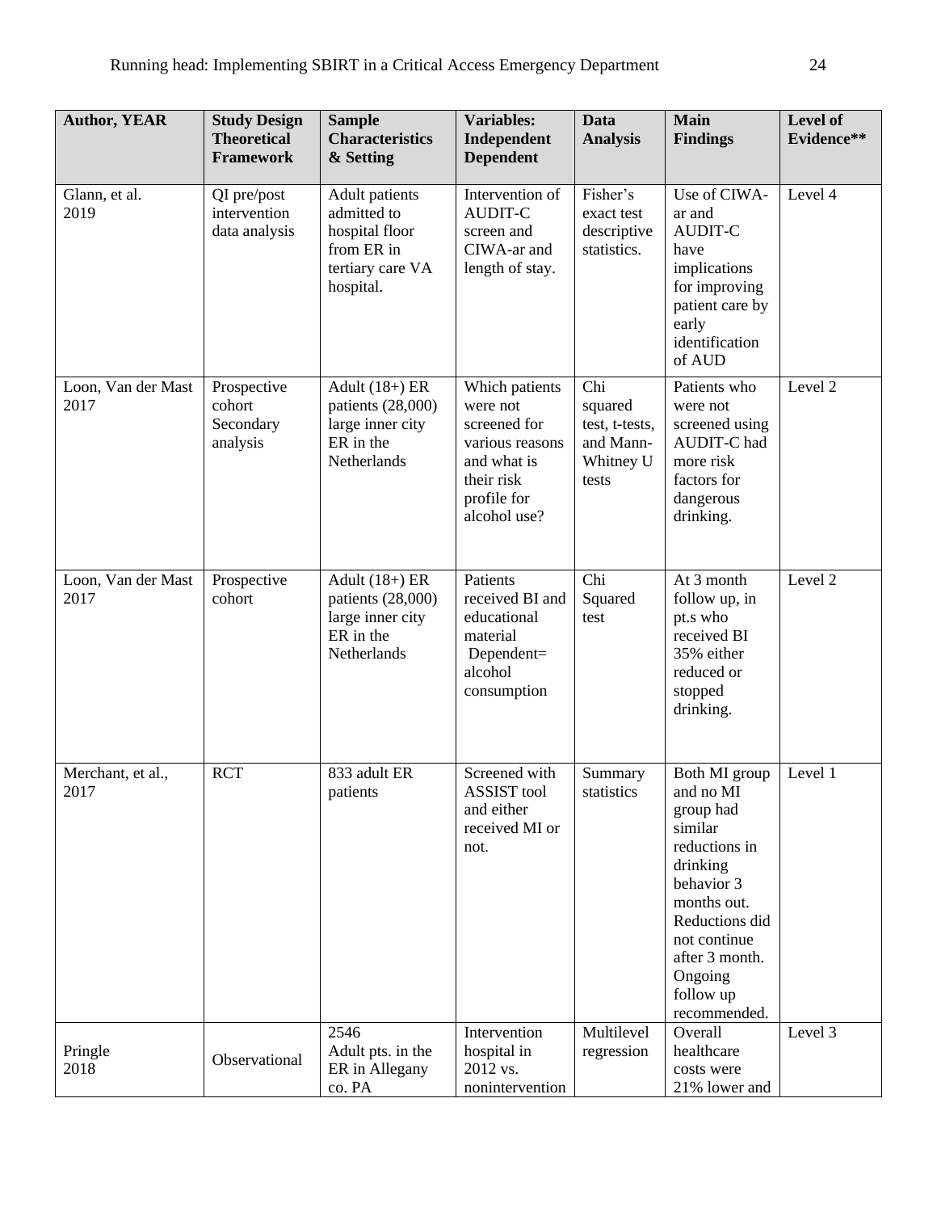| Author, YEAR | Study Design Theoretical Framework | Sample Characteristics & Setting | Variables: Independent Dependent | Data Analysis | Main Findings | Level of Evidence** |
| --- | --- | --- | --- | --- | --- | --- |
| Glann, et al. 2019 | QI pre/post intervention data analysis | Adult patients admitted to hospital floor from ER in tertiary care VA hospital. | Intervention of AUDIT-C screen and CIWA-ar and length of stay. | Fisher's exact test descriptive statistics. | Use of CIWA-ar and AUDIT-C have implications for improving patient care by early identification of AUD | Level 4 |
| Loon, Van der Mast 2017 | Prospective cohort Secondary analysis | Adult (18+) ER patients (28,000) large inner city ER in the Netherlands | Which patients were not screened for various reasons and what is their risk profile for alcohol use? | Chi squared test, t-tests, and Mann-Whitney U tests | Patients who were not screened using AUDIT-C had more risk factors for dangerous drinking. | Level 2 |
| Loon, Van der Mast 2017 | Prospective cohort | Adult (18+) ER patients (28,000) large inner city ER in the Netherlands | Patients received BI and educational material Dependent= alcohol consumption | Chi Squared test | At 3 month follow up, in pt.s who received BI 35% either reduced or stopped drinking. | Level 2 |
| Merchant, et al., 2017 | RCT | 833 adult ER patients | Screened with ASSIST tool and either received MI or not. | Summary statistics | Both MI group and no MI group had similar reductions in drinking behavior 3 months out. Reductions did not continue after 3 month. Ongoing follow up recommended. | Level 1 |
| Pringle 2018 | Observational | 2546 Adult pts. in the ER in Allegany co. PA | Intervention hospital in 2012 vs. nonintervention | Multilevel regression | Overall healthcare costs were 21% lower and | Level 3 |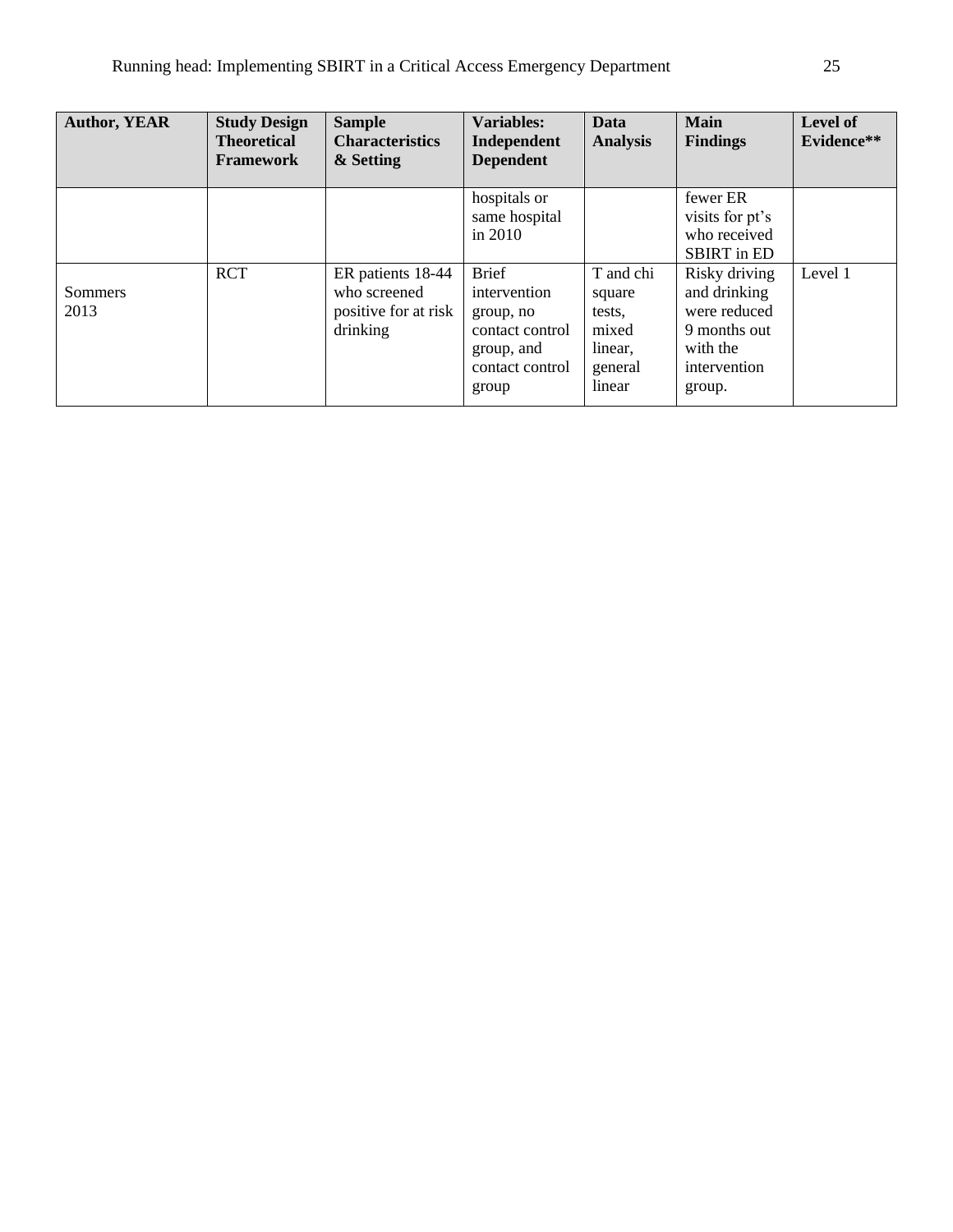| Author, YEAR | Study Design Theoretical Framework | Sample Characteristics & Setting | Variables: Independent Dependent | Data Analysis | Main Findings | Level of Evidence** |
|---|---|---|---|---|---|---|
| | | | hospitals or same hospital in 2010 | | fewer ER visits for pt's who received SBIRT in ED | |
| Sommers 2013 | RCT | ER patients 18-44 who screened positive for at risk drinking | Brief intervention group, no contact control group, and contact control group | T and chi square tests, mixed linear, general linear | Risky driving and drinking were reduced 9 months out with the intervention group. | Level 1 |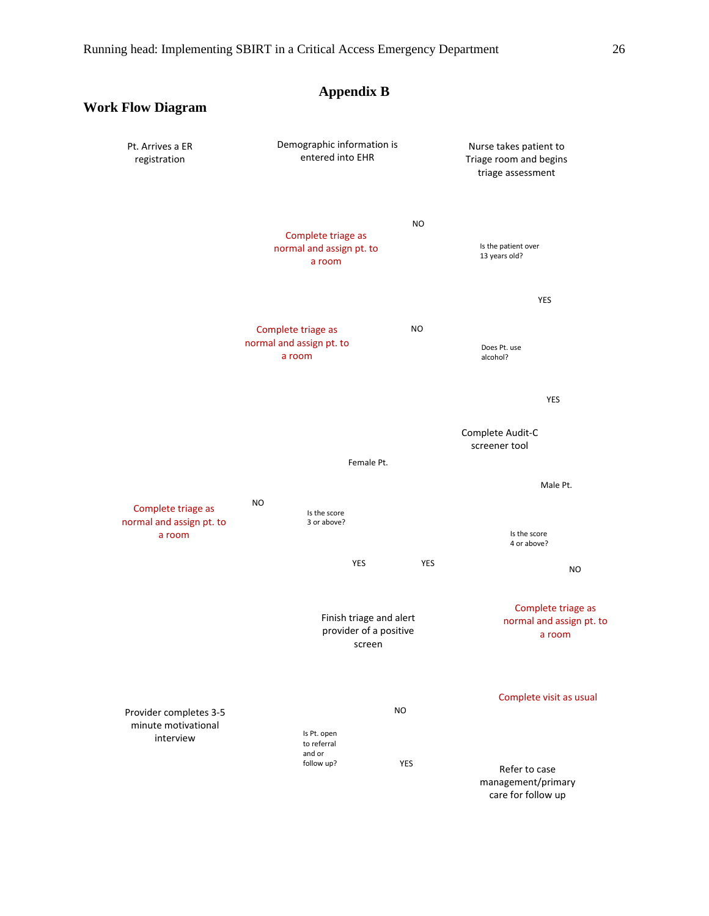# Appendix B

## Work Flow Diagram

Pt. Arrives a ER registration

Demographic information is entered into EHR

Nurse takes patient to Triage room and begins triage assessment

NO

Complete triage as normal and assign pt. to a room

Is the patient over 13 years old?

YES

Complete triage as normal and assign pt. to a room

NO

Does Pt. use alcohol?

YES

Complete Audit-C screener tool

Female Pt.

Male Pt.

Complete triage as normal and assign pt. to a room

NO

Is the score 3 or above?

Is the score 4 or above?

YES

YES

NO

Finish triage and alert provider of a positive screen

Complete triage as normal and assign pt. to a room

Complete visit as usual

Provider completes 3-5 minute motivational interview

NO

Is Pt. open to referral and or follow up?

YES

Refer to case management/primary care for follow up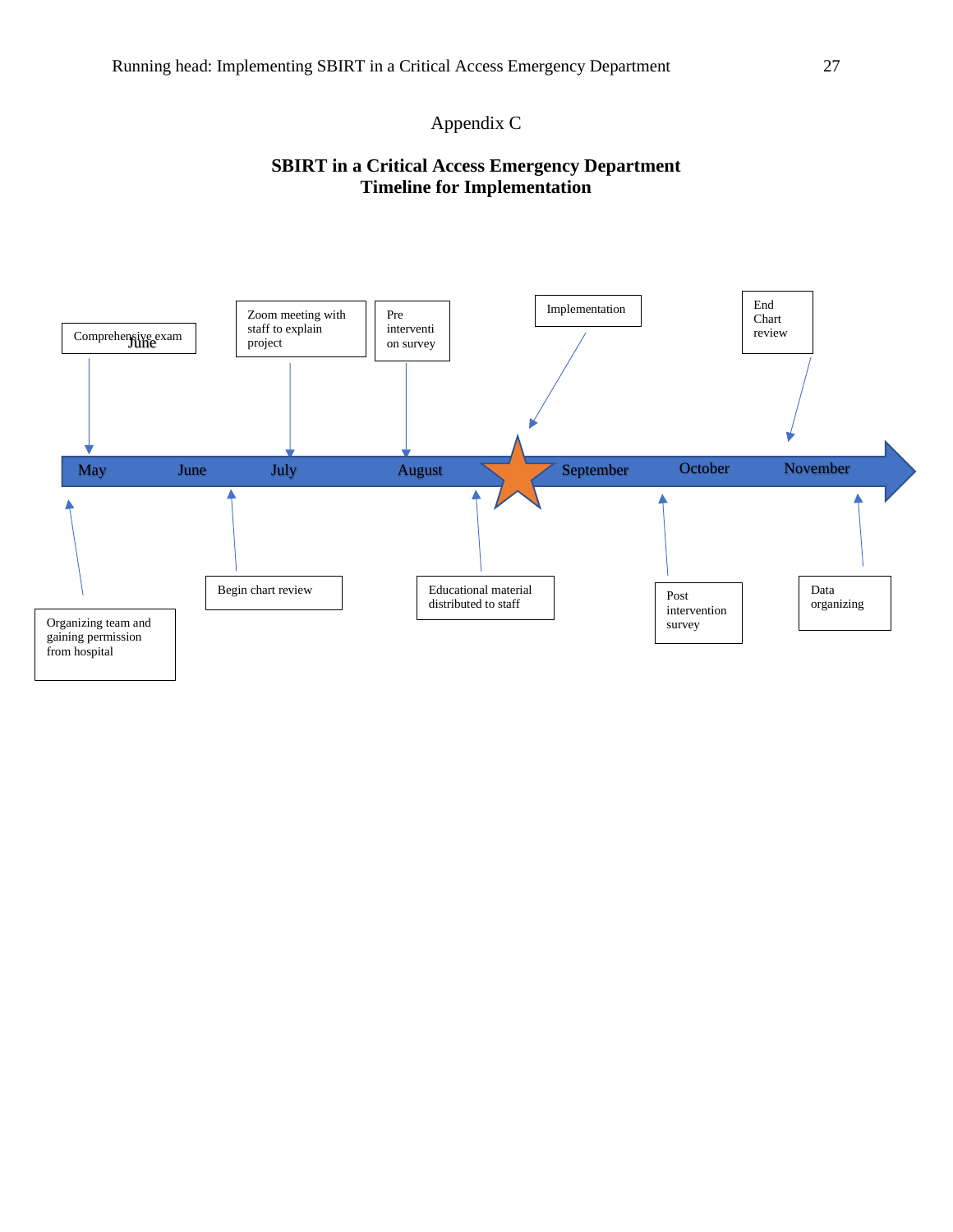Appendix C

**SBIRT in a Critical Access Emergency Department**
**Timeline for Implementation**

Comprehensive exam June

Zoom meeting with staff to explain project

Pre intervention on survey

Implementation

End Chart review

May

June

July

August

September

October

November

Organizing team and gaining permission from hospital

Begin chart review

Educational material distributed to staff

Post intervention survey

Data organizing